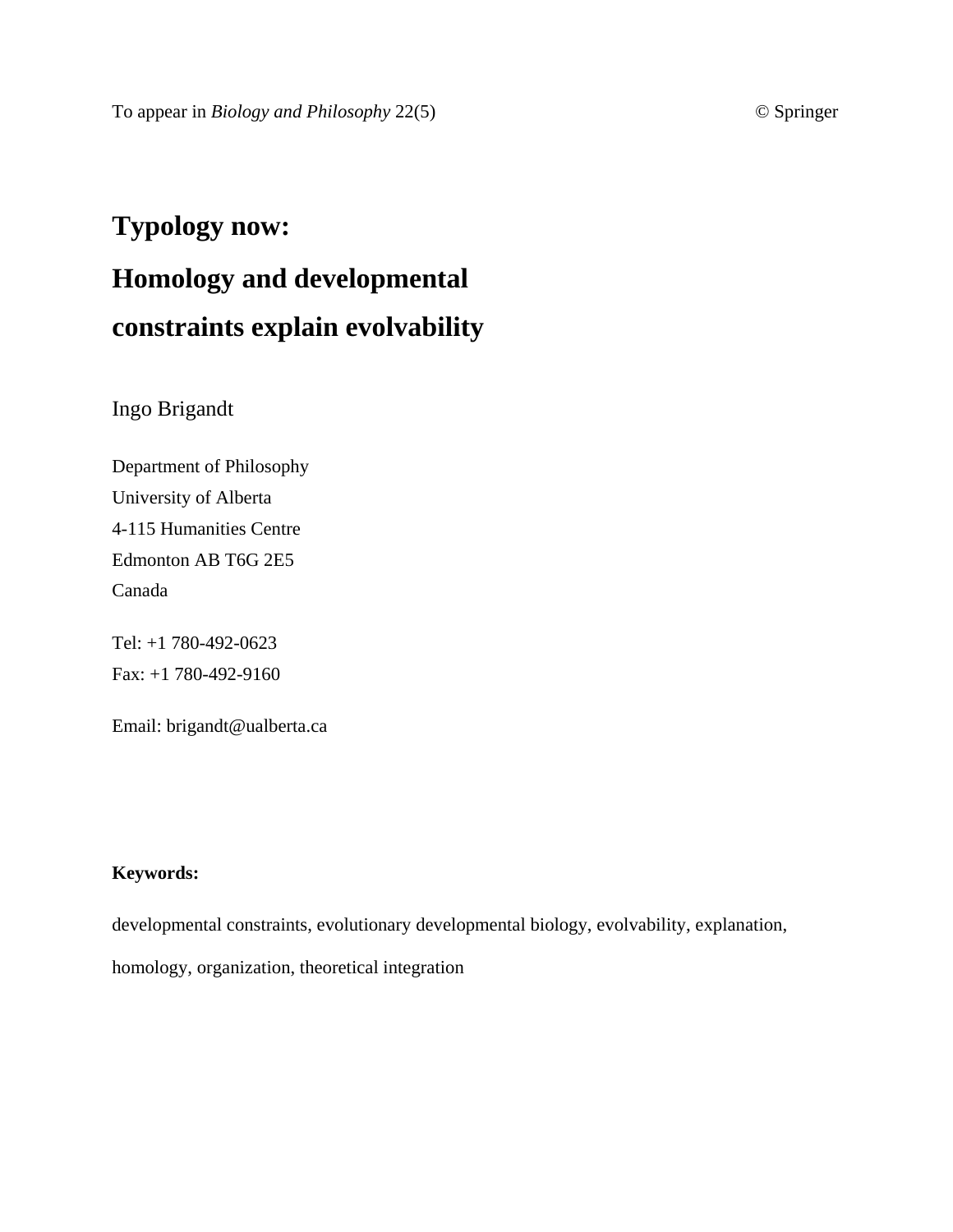To appear in *Biology and Philosophy* 22(5) © Springer

# Typology now:
# Homology and developmental constraints explain evolvability

Ingo Brigandt

Department of Philosophy
University of Alberta
4-115 Humanities Centre
Edmonton AB T6G 2E5
Canada

Tel: +1 780-492-0623
Fax: +1 780-492-9160

Email: brigandt@ualberta.ca

**Keywords:**

developmental constraints, evolutionary developmental biology, evolvability, explanation, homology, organization, theoretical integration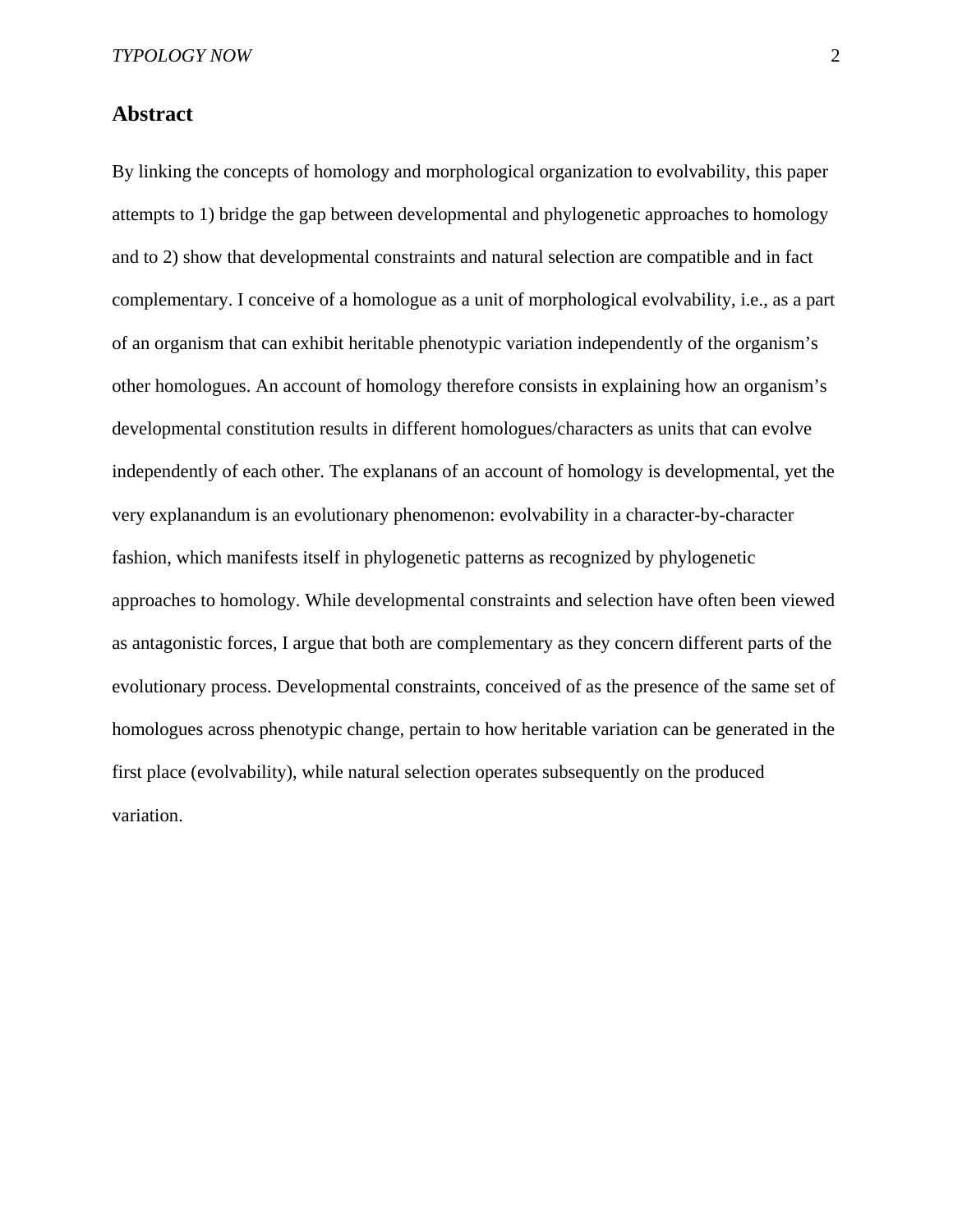## Abstract

By linking the concepts of homology and morphological organization to evolvability, this paper attempts to 1) bridge the gap between developmental and phylogenetic approaches to homology and to 2) show that developmental constraints and natural selection are compatible and in fact complementary. I conceive of a homologue as a unit of morphological evolvability, i.e., as a part of an organism that can exhibit heritable phenotypic variation independently of the organism's other homologues. An account of homology therefore consists in explaining how an organism's developmental constitution results in different homologues/characters as units that can evolve independently of each other. The explanans of an account of homology is developmental, yet the very explanandum is an evolutionary phenomenon: evolvability in a character-by-character fashion, which manifests itself in phylogenetic patterns as recognized by phylogenetic approaches to homology. While developmental constraints and selection have often been viewed as antagonistic forces, I argue that both are complementary as they concern different parts of the evolutionary process. Developmental constraints, conceived of as the presence of the same set of homologues across phenotypic change, pertain to how heritable variation can be generated in the first place (evolvability), while natural selection operates subsequently on the produced variation.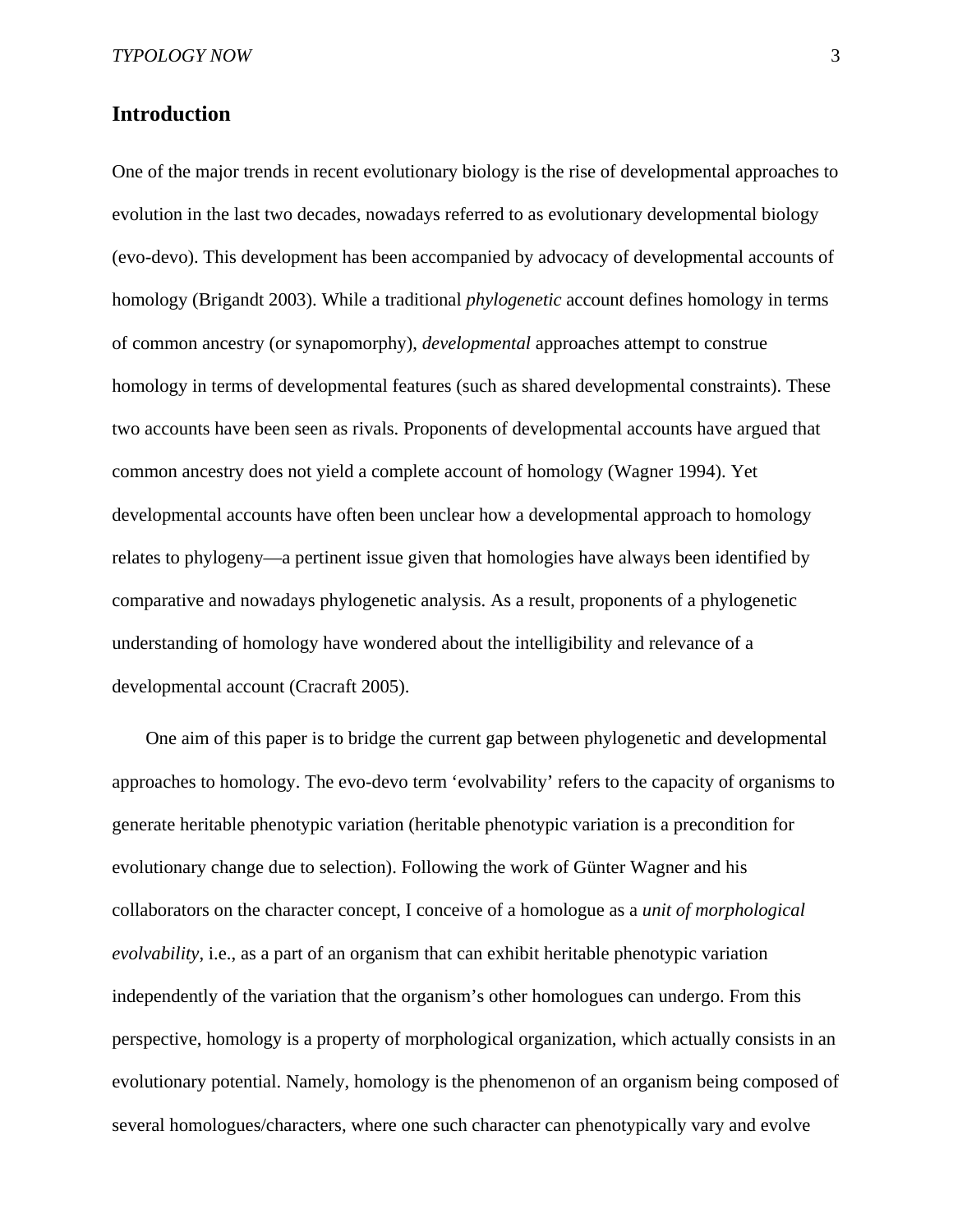## Introduction

One of the major trends in recent evolutionary biology is the rise of developmental approaches to evolution in the last two decades, nowadays referred to as evolutionary developmental biology (evo-devo). This development has been accompanied by advocacy of developmental accounts of homology (Brigandt 2003). While a traditional *phylogenetic* account defines homology in terms of common ancestry (or synapomorphy), *developmental* approaches attempt to construe homology in terms of developmental features (such as shared developmental constraints). These two accounts have been seen as rivals. Proponents of developmental accounts have argued that common ancestry does not yield a complete account of homology (Wagner 1994). Yet developmental accounts have often been unclear how a developmental approach to homology relates to phylogeny—a pertinent issue given that homologies have always been identified by comparative and nowadays phylogenetic analysis. As a result, proponents of a phylogenetic understanding of homology have wondered about the intelligibility and relevance of a developmental account (Cracraft 2005).

One aim of this paper is to bridge the current gap between phylogenetic and developmental approaches to homology. The evo-devo term 'evolvability' refers to the capacity of organisms to generate heritable phenotypic variation (heritable phenotypic variation is a precondition for evolutionary change due to selection). Following the work of Günter Wagner and his collaborators on the character concept, I conceive of a homologue as a *unit of morphological evolvability*, i.e., as a part of an organism that can exhibit heritable phenotypic variation independently of the variation that the organism's other homologues can undergo. From this perspective, homology is a property of morphological organization, which actually consists in an evolutionary potential. Namely, homology is the phenomenon of an organism being composed of several homologues/characters, where one such character can phenotypically vary and evolve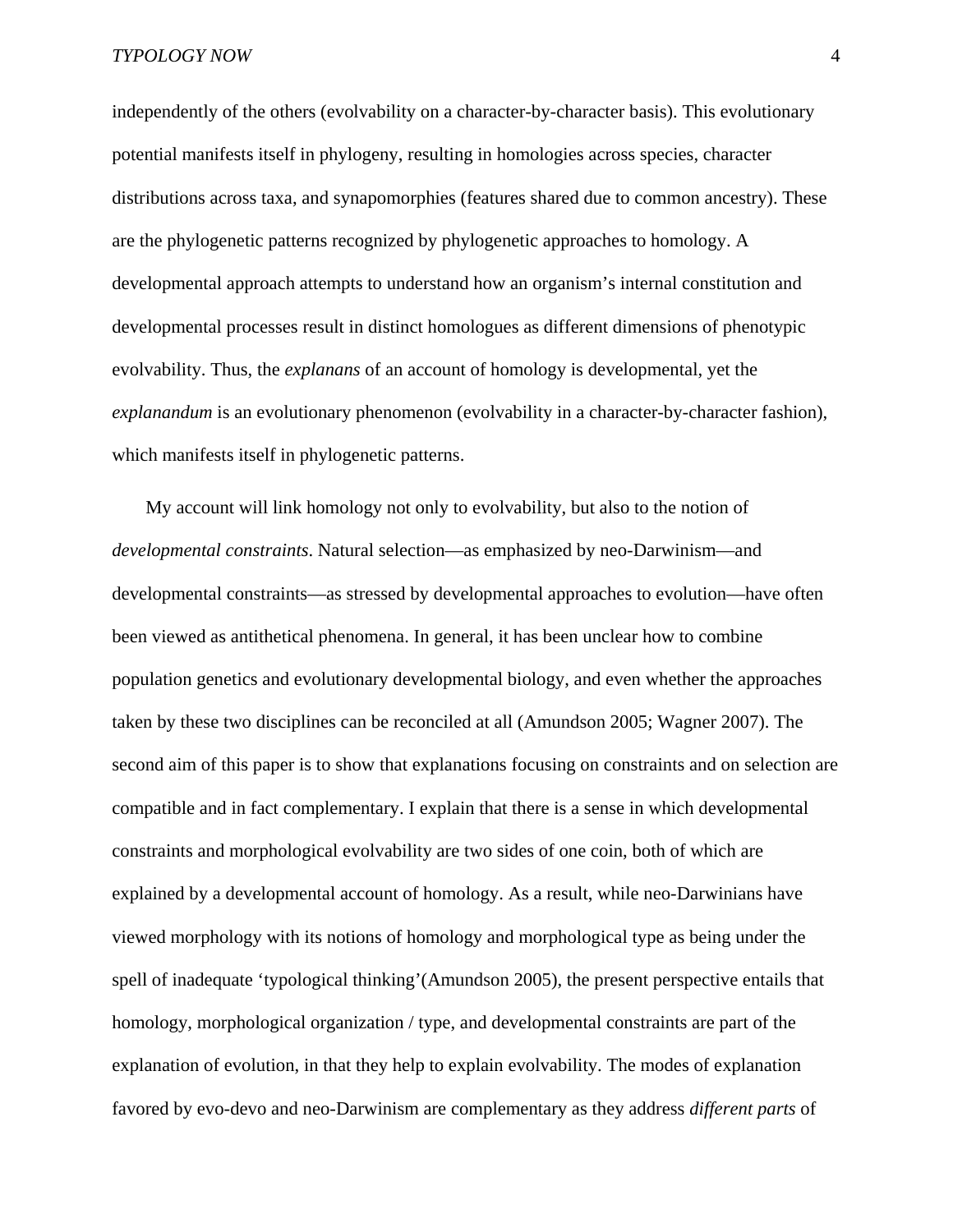independently of the others (evolvability on a character-by-character basis). This evolutionary potential manifests itself in phylogeny, resulting in homologies across species, character distributions across taxa, and synapomorphies (features shared due to common ancestry). These are the phylogenetic patterns recognized by phylogenetic approaches to homology. A developmental approach attempts to understand how an organism's internal constitution and developmental processes result in distinct homologues as different dimensions of phenotypic evolvability. Thus, the *explanans* of an account of homology is developmental, yet the *explanandum* is an evolutionary phenomenon (evolvability in a character-by-character fashion), which manifests itself in phylogenetic patterns.

My account will link homology not only to evolvability, but also to the notion of *developmental constraints*. Natural selection—as emphasized by neo-Darwinism—and developmental constraints—as stressed by developmental approaches to evolution—have often been viewed as antithetical phenomena. In general, it has been unclear how to combine population genetics and evolutionary developmental biology, and even whether the approaches taken by these two disciplines can be reconciled at all (Amundson 2005; Wagner 2007). The second aim of this paper is to show that explanations focusing on constraints and on selection are compatible and in fact complementary. I explain that there is a sense in which developmental constraints and morphological evolvability are two sides of one coin, both of which are explained by a developmental account of homology. As a result, while neo-Darwinians have viewed morphology with its notions of homology and morphological type as being under the spell of inadequate 'typological thinking'(Amundson 2005), the present perspective entails that homology, morphological organization / type, and developmental constraints are part of the explanation of evolution, in that they help to explain evolvability. The modes of explanation favored by evo-devo and neo-Darwinism are complementary as they address *different parts* of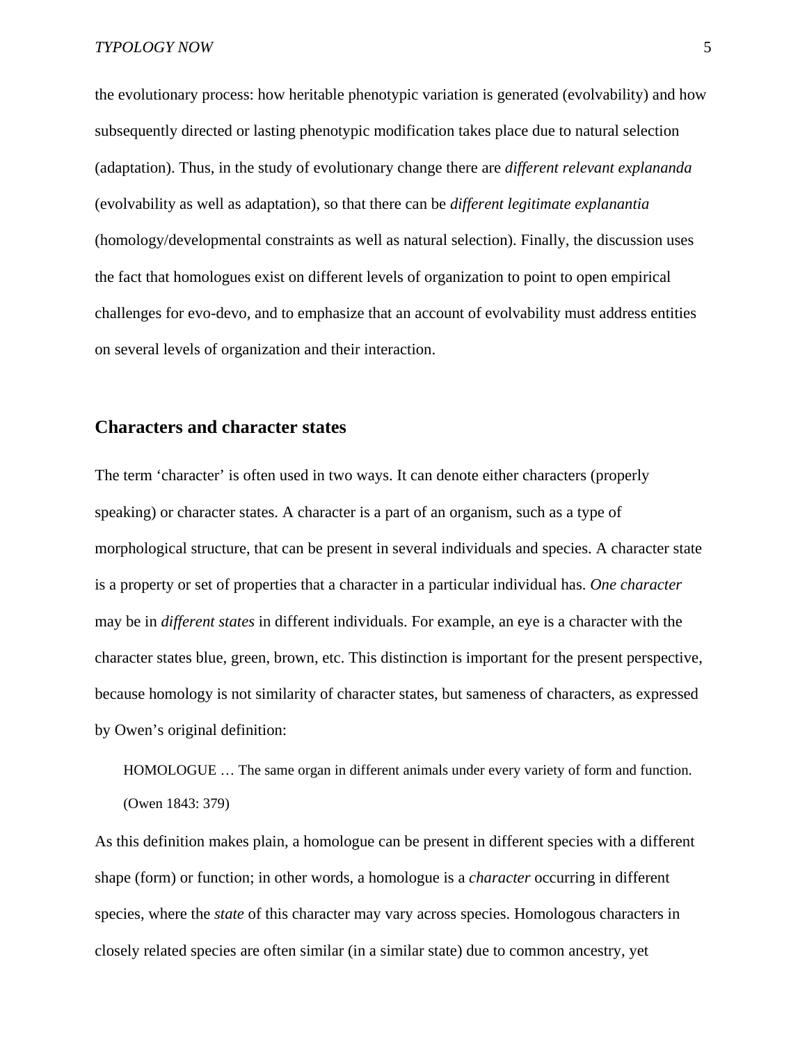the evolutionary process: how heritable phenotypic variation is generated (evolvability) and how subsequently directed or lasting phenotypic modification takes place due to natural selection (adaptation). Thus, in the study of evolutionary change there are *different relevant explananda* (evolvability as well as adaptation), so that there can be *different legitimate explanantia* (homology/developmental constraints as well as natural selection). Finally, the discussion uses the fact that homologues exist on different levels of organization to point to open empirical challenges for evo-devo, and to emphasize that an account of evolvability must address entities on several levels of organization and their interaction.

## Characters and character states

The term 'character' is often used in two ways. It can denote either characters (properly speaking) or character states. A character is a part of an organism, such as a type of morphological structure, that can be present in several individuals and species. A character state is a property or set of properties that a character in a particular individual has. *One character* may be in *different states* in different individuals. For example, an eye is a character with the character states blue, green, brown, etc. This distinction is important for the present perspective, because homology is not similarity of character states, but sameness of characters, as expressed by Owen's original definition:

> HOMOLOGUE … The same organ in different animals under every variety of form and function. (Owen 1843: 379)

As this definition makes plain, a homologue can be present in different species with a different shape (form) or function; in other words, a homologue is a *character* occurring in different species, where the *state* of this character may vary across species. Homologous characters in closely related species are often similar (in a similar state) due to common ancestry, yet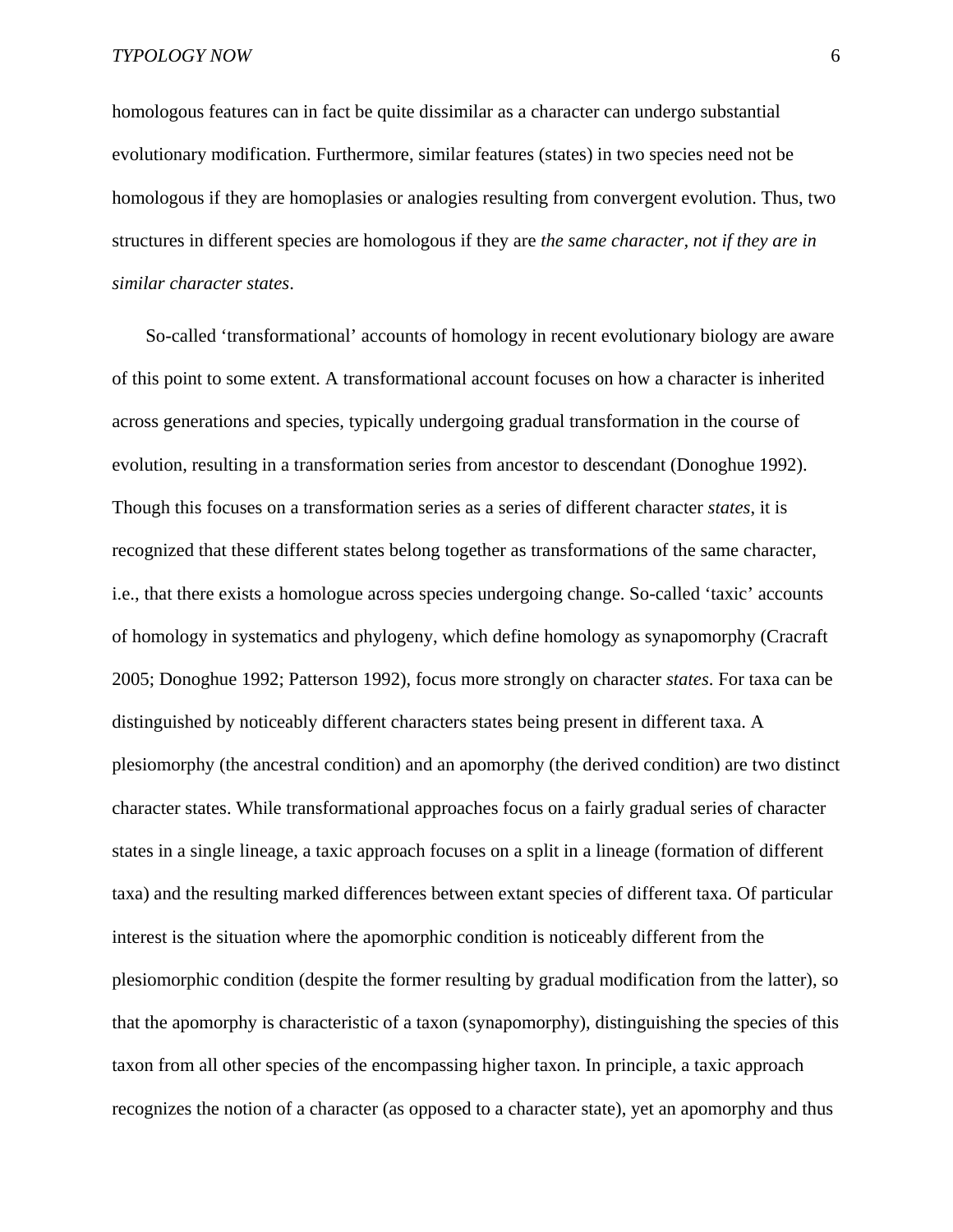homologous features can in fact be quite dissimilar as a character can undergo substantial evolutionary modification. Furthermore, similar features (states) in two species need not be homologous if they are homoplasies or analogies resulting from convergent evolution. Thus, two structures in different species are homologous if they are *the same character, not if they are in similar character states*.

So-called 'transformational' accounts of homology in recent evolutionary biology are aware of this point to some extent. A transformational account focuses on how a character is inherited across generations and species, typically undergoing gradual transformation in the course of evolution, resulting in a transformation series from ancestor to descendant (Donoghue 1992). Though this focuses on a transformation series as a series of different character *states*, it is recognized that these different states belong together as transformations of the same character, i.e., that there exists a homologue across species undergoing change. So-called 'taxic' accounts of homology in systematics and phylogeny, which define homology as synapomorphy (Cracraft 2005; Donoghue 1992; Patterson 1992), focus more strongly on character *states*. For taxa can be distinguished by noticeably different characters states being present in different taxa. A plesiomorphy (the ancestral condition) and an apomorphy (the derived condition) are two distinct character states. While transformational approaches focus on a fairly gradual series of character states in a single lineage, a taxic approach focuses on a split in a lineage (formation of different taxa) and the resulting marked differences between extant species of different taxa. Of particular interest is the situation where the apomorphic condition is noticeably different from the plesiomorphic condition (despite the former resulting by gradual modification from the latter), so that the apomorphy is characteristic of a taxon (synapomorphy), distinguishing the species of this taxon from all other species of the encompassing higher taxon. In principle, a taxic approach recognizes the notion of a character (as opposed to a character state), yet an apomorphy and thus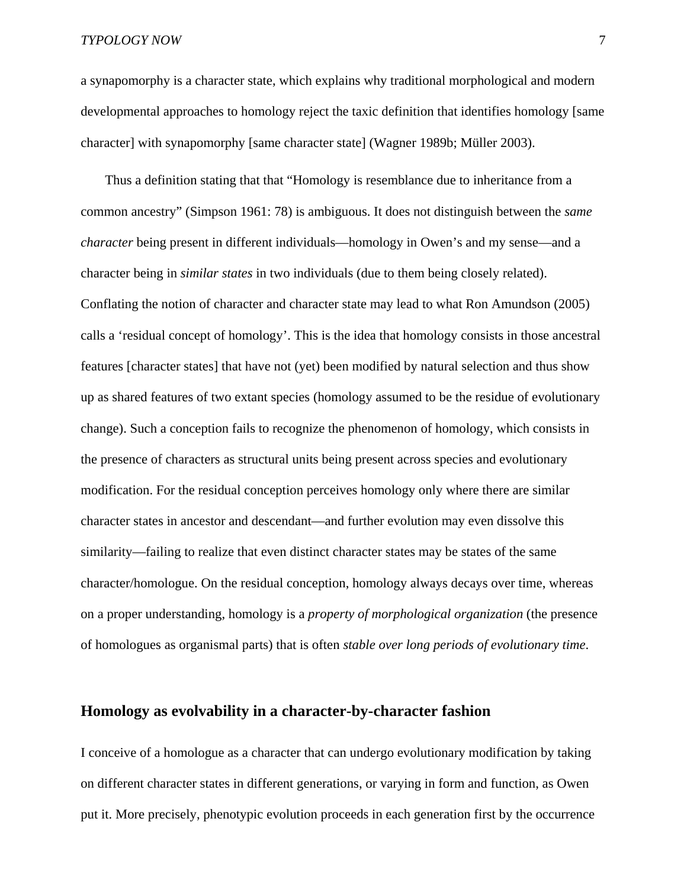a synapomorphy is a character state, which explains why traditional morphological and modern developmental approaches to homology reject the taxic definition that identifies homology [same character] with synapomorphy [same character state] (Wagner 1989b; Müller 2003).

Thus a definition stating that that "Homology is resemblance due to inheritance from a common ancestry" (Simpson 1961: 78) is ambiguous. It does not distinguish between the *same character* being present in different individuals—homology in Owen's and my sense—and a character being in *similar states* in two individuals (due to them being closely related). Conflating the notion of character and character state may lead to what Ron Amundson (2005) calls a 'residual concept of homology'. This is the idea that homology consists in those ancestral features [character states] that have not (yet) been modified by natural selection and thus show up as shared features of two extant species (homology assumed to be the residue of evolutionary change). Such a conception fails to recognize the phenomenon of homology, which consists in the presence of characters as structural units being present across species and evolutionary modification. For the residual conception perceives homology only where there are similar character states in ancestor and descendant—and further evolution may even dissolve this similarity—failing to realize that even distinct character states may be states of the same character/homologue. On the residual conception, homology always decays over time, whereas on a proper understanding, homology is a *property of morphological organization* (the presence of homologues as organismal parts) that is often *stable over long periods of evolutionary time*.

## Homology as evolvability in a character-by-character fashion

I conceive of a homologue as a character that can undergo evolutionary modification by taking on different character states in different generations, or varying in form and function, as Owen put it. More precisely, phenotypic evolution proceeds in each generation first by the occurrence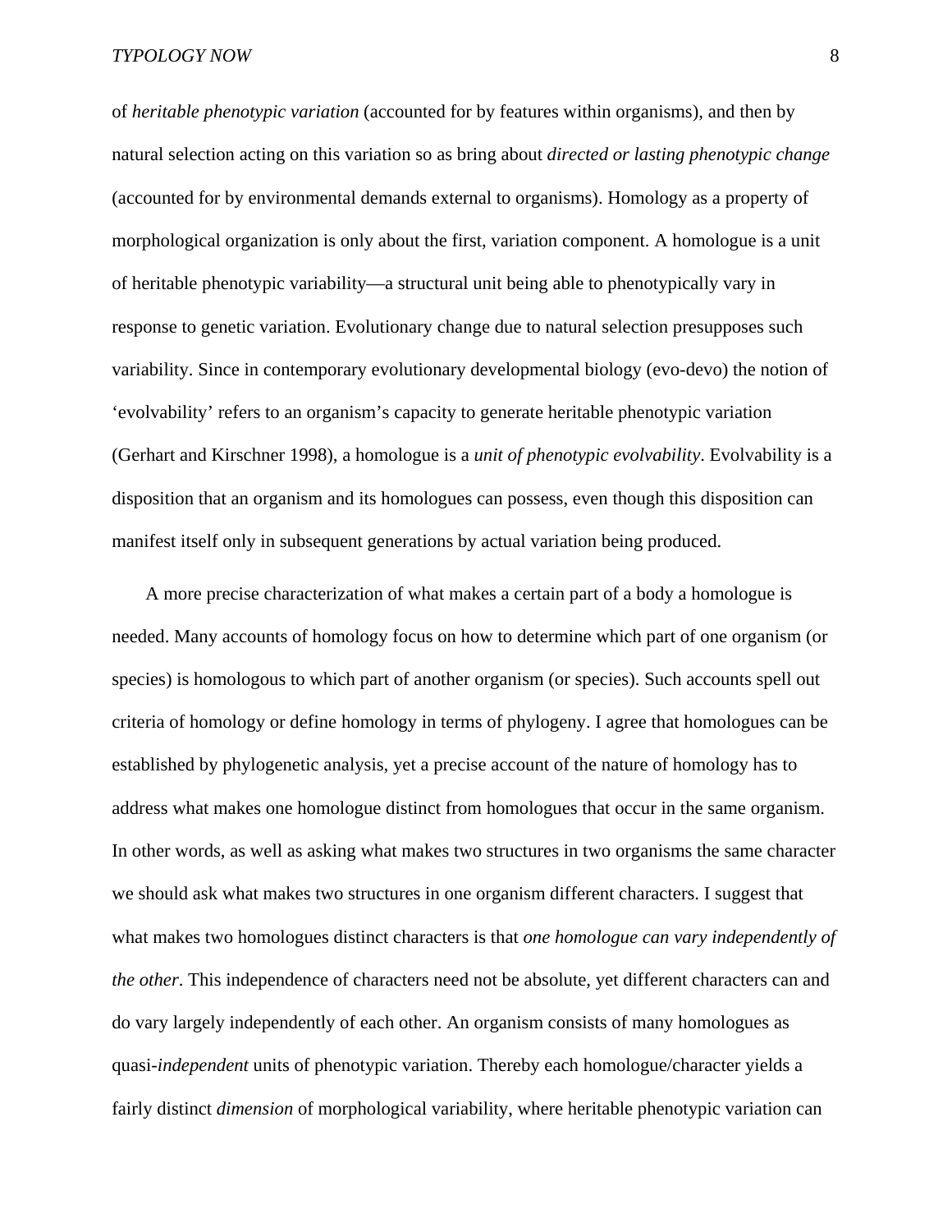of *heritable phenotypic variation* (accounted for by features within organisms), and then by natural selection acting on this variation so as bring about *directed or lasting phenotypic change* (accounted for by environmental demands external to organisms). Homology as a property of morphological organization is only about the first, variation component. A homologue is a unit of heritable phenotypic variability—a structural unit being able to phenotypically vary in response to genetic variation. Evolutionary change due to natural selection presupposes such variability. Since in contemporary evolutionary developmental biology (evo-devo) the notion of 'evolvability' refers to an organism's capacity to generate heritable phenotypic variation (Gerhart and Kirschner 1998), a homologue is a *unit of phenotypic evolvability*. Evolvability is a disposition that an organism and its homologues can possess, even though this disposition can manifest itself only in subsequent generations by actual variation being produced.

A more precise characterization of what makes a certain part of a body a homologue is needed. Many accounts of homology focus on how to determine which part of one organism (or species) is homologous to which part of another organism (or species). Such accounts spell out criteria of homology or define homology in terms of phylogeny. I agree that homologues can be established by phylogenetic analysis, yet a precise account of the nature of homology has to address what makes one homologue distinct from homologues that occur in the same organism. In other words, as well as asking what makes two structures in two organisms the same character we should ask what makes two structures in one organism different characters. I suggest that what makes two homologues distinct characters is that *one homologue can vary independently of the other*. This independence of characters need not be absolute, yet different characters can and do vary largely independently of each other. An organism consists of many homologues as quasi-*independent* units of phenotypic variation. Thereby each homologue/character yields a fairly distinct *dimension* of morphological variability, where heritable phenotypic variation can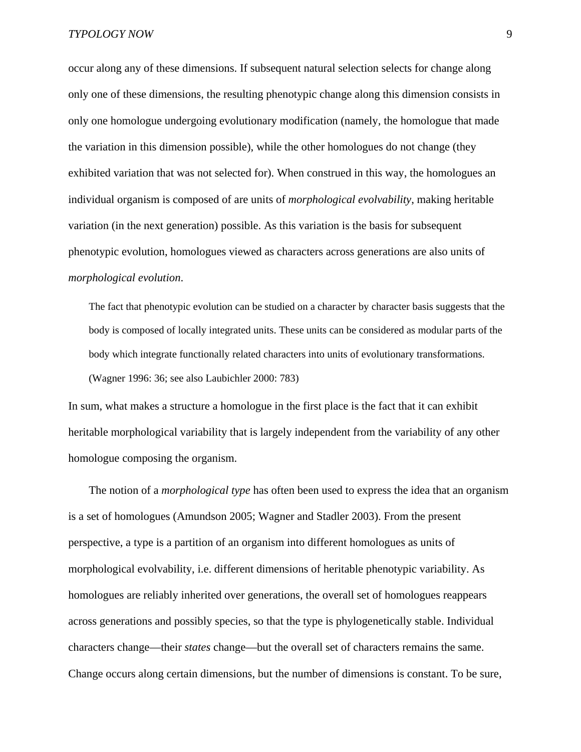occur along any of these dimensions. If subsequent natural selection selects for change along only one of these dimensions, the resulting phenotypic change along this dimension consists in only one homologue undergoing evolutionary modification (namely, the homologue that made the variation in this dimension possible), while the other homologues do not change (they exhibited variation that was not selected for). When construed in this way, the homologues an individual organism is composed of are units of *morphological evolvability*, making heritable variation (in the next generation) possible. As this variation is the basis for subsequent phenotypic evolution, homologues viewed as characters across generations are also units of *morphological evolution*.

> The fact that phenotypic evolution can be studied on a character by character basis suggests that the body is composed of locally integrated units. These units can be considered as modular parts of the body which integrate functionally related characters into units of evolutionary transformations. (Wagner 1996: 36; see also Laubichler 2000: 783)

In sum, what makes a structure a homologue in the first place is the fact that it can exhibit heritable morphological variability that is largely independent from the variability of any other homologue composing the organism.

The notion of a *morphological type* has often been used to express the idea that an organism is a set of homologues (Amundson 2005; Wagner and Stadler 2003). From the present perspective, a type is a partition of an organism into different homologues as units of morphological evolvability, i.e. different dimensions of heritable phenotypic variability. As homologues are reliably inherited over generations, the overall set of homologues reappears across generations and possibly species, so that the type is phylogenetically stable. Individual characters change—their *states* change—but the overall set of characters remains the same. Change occurs along certain dimensions, but the number of dimensions is constant. To be sure,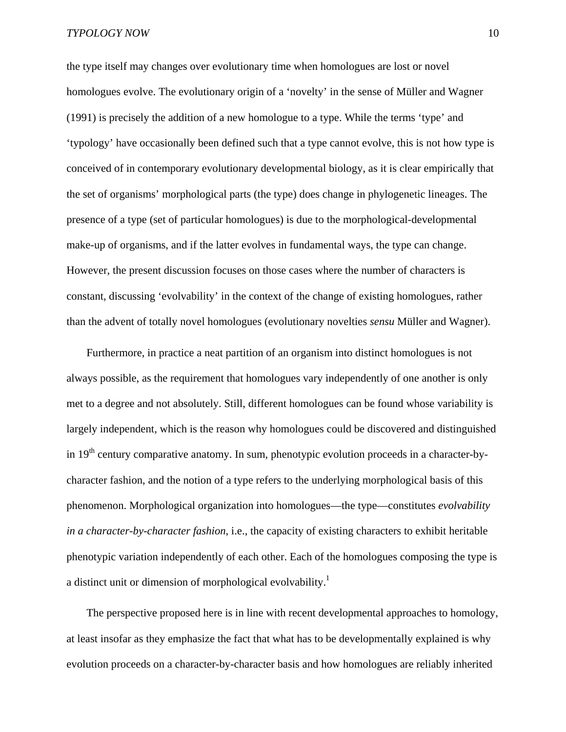the type itself may changes over evolutionary time when homologues are lost or novel homologues evolve. The evolutionary origin of a 'novelty' in the sense of Müller and Wagner (1991) is precisely the addition of a new homologue to a type. While the terms 'type' and 'typology' have occasionally been defined such that a type cannot evolve, this is not how type is conceived of in contemporary evolutionary developmental biology, as it is clear empirically that the set of organisms' morphological parts (the type) does change in phylogenetic lineages. The presence of a type (set of particular homologues) is due to the morphological-developmental make-up of organisms, and if the latter evolves in fundamental ways, the type can change. However, the present discussion focuses on those cases where the number of characters is constant, discussing 'evolvability' in the context of the change of existing homologues, rather than the advent of totally novel homologues (evolutionary novelties *sensu* Müller and Wagner).

Furthermore, in practice a neat partition of an organism into distinct homologues is not always possible, as the requirement that homologues vary independently of one another is only met to a degree and not absolutely. Still, different homologues can be found whose variability is largely independent, which is the reason why homologues could be discovered and distinguished in 19th century comparative anatomy. In sum, phenotypic evolution proceeds in a character-by-character fashion, and the notion of a type refers to the underlying morphological basis of this phenomenon. Morphological organization into homologues—the type—constitutes *evolvability in a character-by-character fashion*, i.e., the capacity of existing characters to exhibit heritable phenotypic variation independently of each other. Each of the homologues composing the type is a distinct unit or dimension of morphological evolvability.[1]

The perspective proposed here is in line with recent developmental approaches to homology, at least insofar as they emphasize the fact that what has to be developmentally explained is why evolution proceeds on a character-by-character basis and how homologues are reliably inherited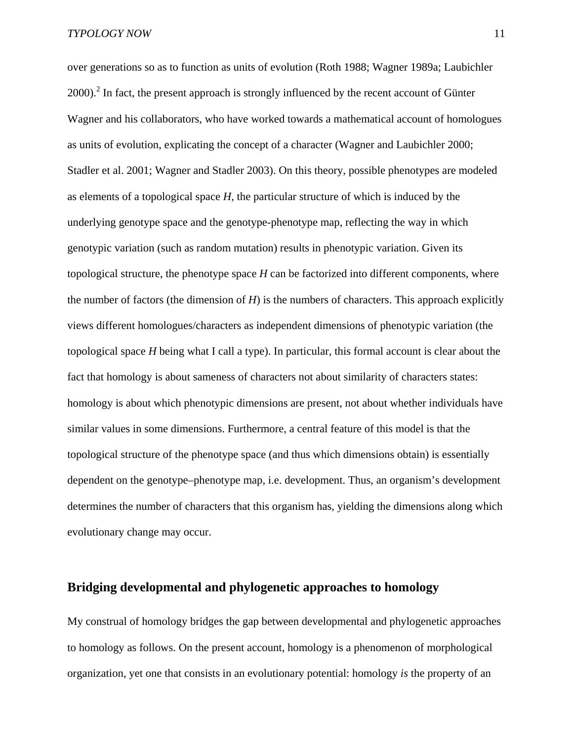over generations so as to function as units of evolution (Roth 1988; Wagner 1989a; Laubichler 2000).[2] In fact, the present approach is strongly influenced by the recent account of Günter Wagner and his collaborators, who have worked towards a mathematical account of homologues as units of evolution, explicating the concept of a character (Wagner and Laubichler 2000; Stadler et al. 2001; Wagner and Stadler 2003). On this theory, possible phenotypes are modeled as elements of a topological space $H$, the particular structure of which is induced by the underlying genotype space and the genotype-phenotype map, reflecting the way in which genotypic variation (such as random mutation) results in phenotypic variation. Given its topological structure, the phenotype space $H$ can be factorized into different components, where the number of factors (the dimension of $H$) is the numbers of characters. This approach explicitly views different homologues/characters as independent dimensions of phenotypic variation (the topological space $H$ being what I call a type). In particular, this formal account is clear about the fact that homology is about sameness of characters not about similarity of characters states: homology is about which phenotypic dimensions are present, not about whether individuals have similar values in some dimensions. Furthermore, a central feature of this model is that the topological structure of the phenotype space (and thus which dimensions obtain) is essentially dependent on the genotype–phenotype map, i.e. development. Thus, an organism's development determines the number of characters that this organism has, yielding the dimensions along which evolutionary change may occur.

## Bridging developmental and phylogenetic approaches to homology

My construal of homology bridges the gap between developmental and phylogenetic approaches to homology as follows. On the present account, homology is a phenomenon of morphological organization, yet one that consists in an evolutionary potential: homology *is* the property of an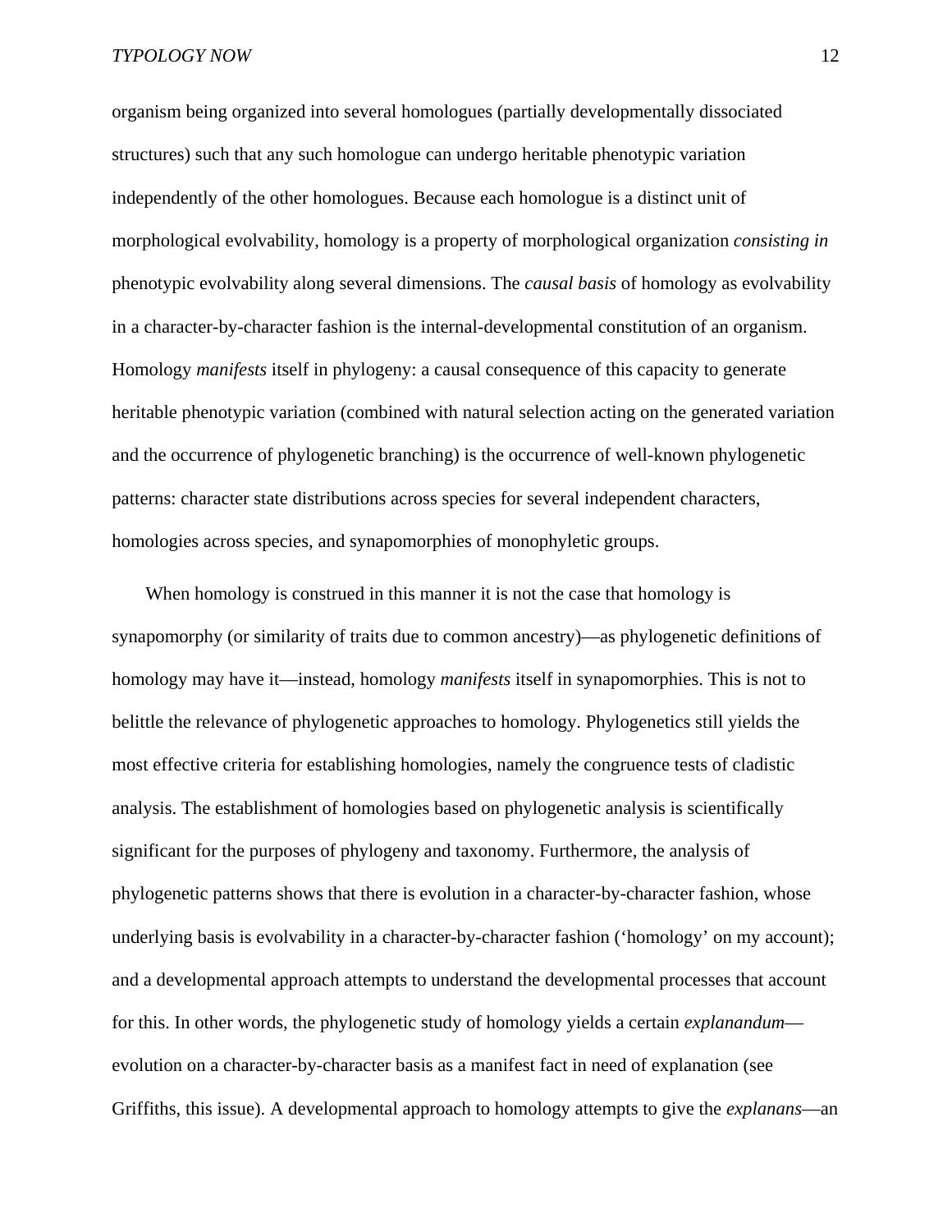organism being organized into several homologues (partially developmentally dissociated structures) such that any such homologue can undergo heritable phenotypic variation independently of the other homologues. Because each homologue is a distinct unit of morphological evolvability, homology is a property of morphological organization *consisting in* phenotypic evolvability along several dimensions. The *causal basis* of homology as evolvability in a character-by-character fashion is the internal-developmental constitution of an organism. Homology *manifests* itself in phylogeny: a causal consequence of this capacity to generate heritable phenotypic variation (combined with natural selection acting on the generated variation and the occurrence of phylogenetic branching) is the occurrence of well-known phylogenetic patterns: character state distributions across species for several independent characters, homologies across species, and synapomorphies of monophyletic groups.

When homology is construed in this manner it is not the case that homology is synapomorphy (or similarity of traits due to common ancestry)—as phylogenetic definitions of homology may have it—instead, homology *manifests* itself in synapomorphies. This is not to belittle the relevance of phylogenetic approaches to homology. Phylogenetics still yields the most effective criteria for establishing homologies, namely the congruence tests of cladistic analysis. The establishment of homologies based on phylogenetic analysis is scientifically significant for the purposes of phylogeny and taxonomy. Furthermore, the analysis of phylogenetic patterns shows that there is evolution in a character-by-character fashion, whose underlying basis is evolvability in a character-by-character fashion ('homology' on my account); and a developmental approach attempts to understand the developmental processes that account for this. In other words, the phylogenetic study of homology yields a certain *explanandum*—evolution on a character-by-character basis as a manifest fact in need of explanation (see Griffiths, this issue). A developmental approach to homology attempts to give the *explanans*—an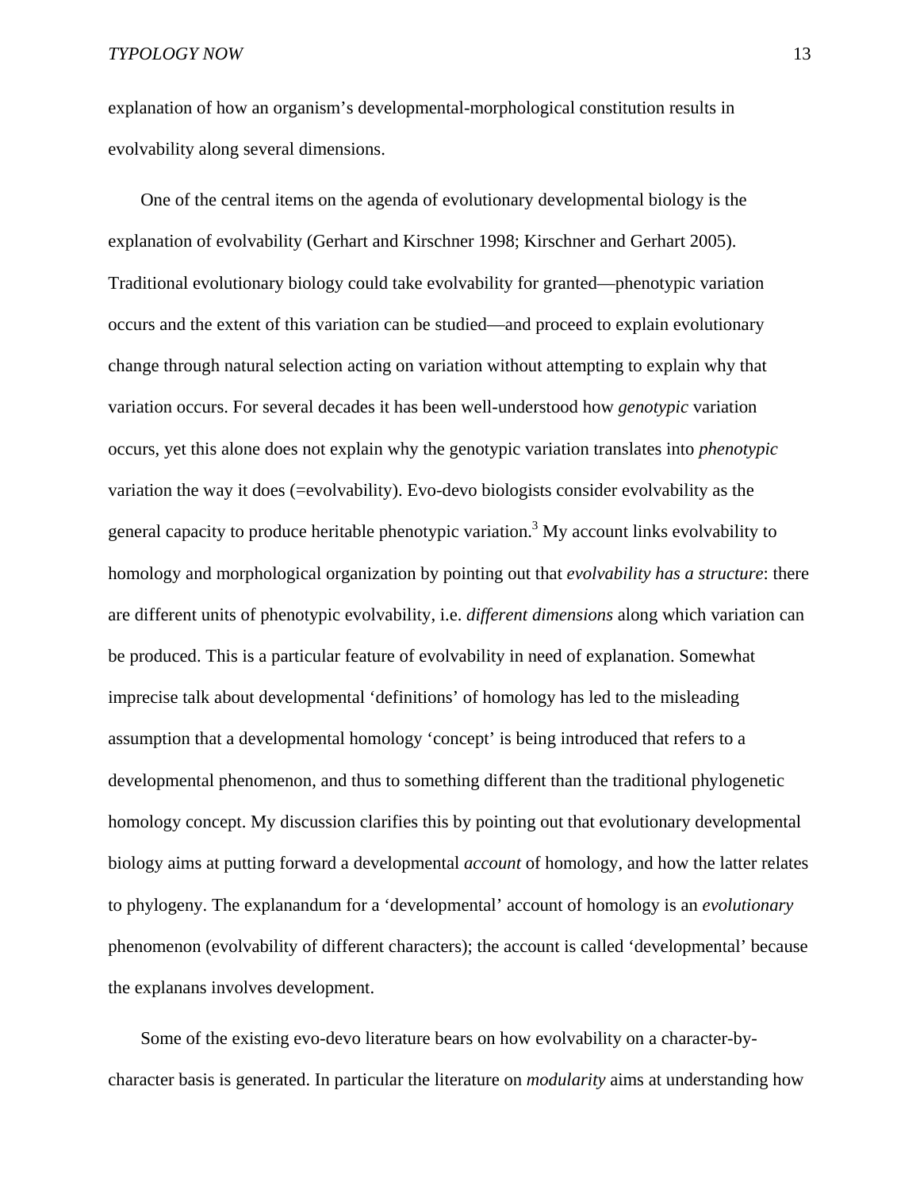explanation of how an organism's developmental-morphological constitution results in evolvability along several dimensions.

One of the central items on the agenda of evolutionary developmental biology is the explanation of evolvability (Gerhart and Kirschner 1998; Kirschner and Gerhart 2005). Traditional evolutionary biology could take evolvability for granted—phenotypic variation occurs and the extent of this variation can be studied—and proceed to explain evolutionary change through natural selection acting on variation without attempting to explain why that variation occurs. For several decades it has been well-understood how *genotypic* variation occurs, yet this alone does not explain why the genotypic variation translates into *phenotypic* variation the way it does (=evolvability). Evo-devo biologists consider evolvability as the general capacity to produce heritable phenotypic variation.[3] My account links evolvability to homology and morphological organization by pointing out that *evolvability has a structure*: there are different units of phenotypic evolvability, i.e. *different dimensions* along which variation can be produced. This is a particular feature of evolvability in need of explanation. Somewhat imprecise talk about developmental 'definitions' of homology has led to the misleading assumption that a developmental homology 'concept' is being introduced that refers to a developmental phenomenon, and thus to something different than the traditional phylogenetic homology concept. My discussion clarifies this by pointing out that evolutionary developmental biology aims at putting forward a developmental *account* of homology, and how the latter relates to phylogeny. The explanandum for a 'developmental' account of homology is an *evolutionary* phenomenon (evolvability of different characters); the account is called 'developmental' because the explanans involves development.

Some of the existing evo-devo literature bears on how evolvability on a character-by-character basis is generated. In particular the literature on *modularity* aims at understanding how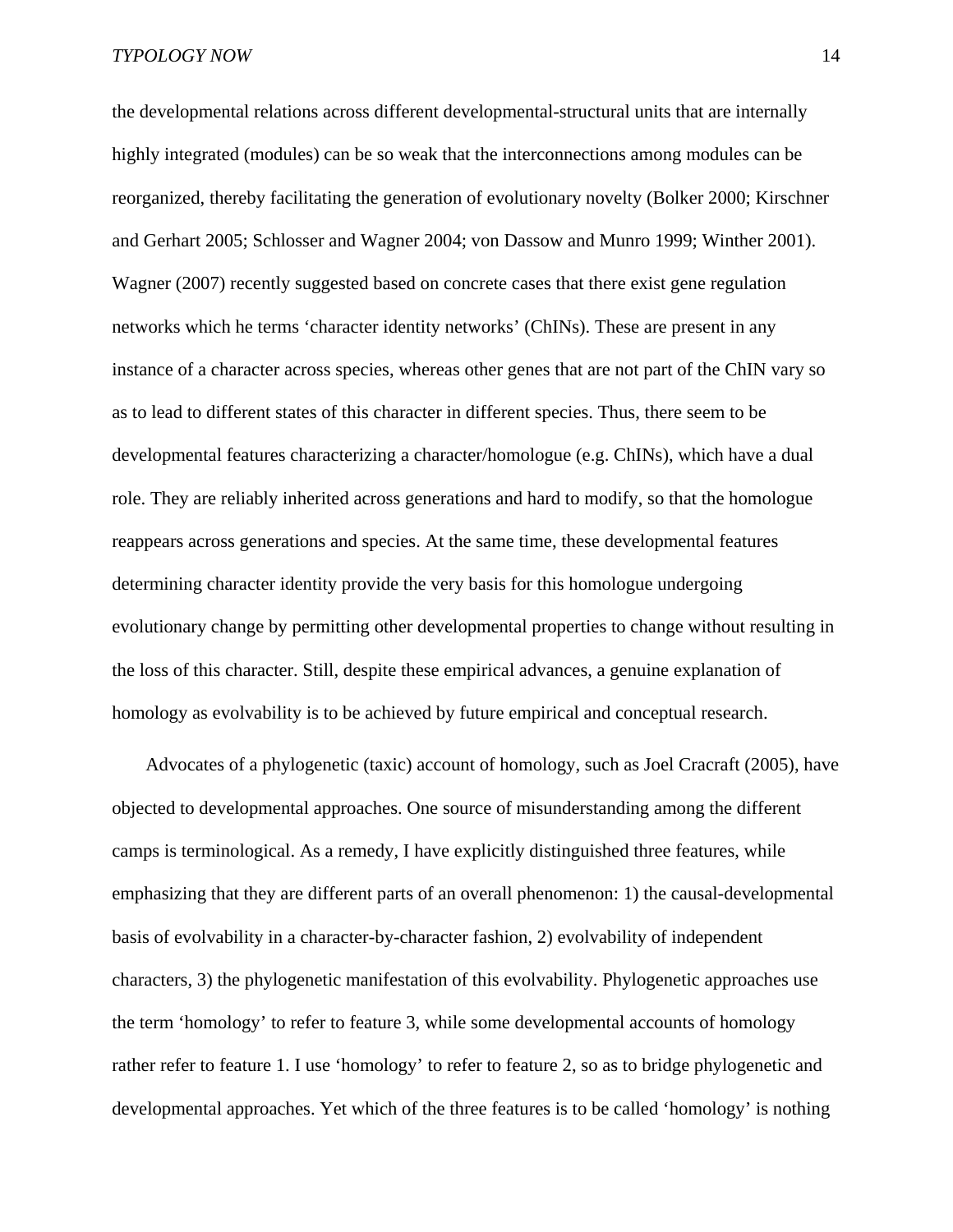the developmental relations across different developmental-structural units that are internally highly integrated (modules) can be so weak that the interconnections among modules can be reorganized, thereby facilitating the generation of evolutionary novelty (Bolker 2000; Kirschner and Gerhart 2005; Schlosser and Wagner 2004; von Dassow and Munro 1999; Winther 2001). Wagner (2007) recently suggested based on concrete cases that there exist gene regulation networks which he terms 'character identity networks' (ChINs). These are present in any instance of a character across species, whereas other genes that are not part of the ChIN vary so as to lead to different states of this character in different species. Thus, there seem to be developmental features characterizing a character/homologue (e.g. ChINs), which have a dual role. They are reliably inherited across generations and hard to modify, so that the homologue reappears across generations and species. At the same time, these developmental features determining character identity provide the very basis for this homologue undergoing evolutionary change by permitting other developmental properties to change without resulting in the loss of this character. Still, despite these empirical advances, a genuine explanation of homology as evolvability is to be achieved by future empirical and conceptual research.

Advocates of a phylogenetic (taxic) account of homology, such as Joel Cracraft (2005), have objected to developmental approaches. One source of misunderstanding among the different camps is terminological. As a remedy, I have explicitly distinguished three features, while emphasizing that they are different parts of an overall phenomenon: 1) the causal-developmental basis of evolvability in a character-by-character fashion, 2) evolvability of independent characters, 3) the phylogenetic manifestation of this evolvability. Phylogenetic approaches use the term 'homology' to refer to feature 3, while some developmental accounts of homology rather refer to feature 1. I use 'homology' to refer to feature 2, so as to bridge phylogenetic and developmental approaches. Yet which of the three features is to be called 'homology' is nothing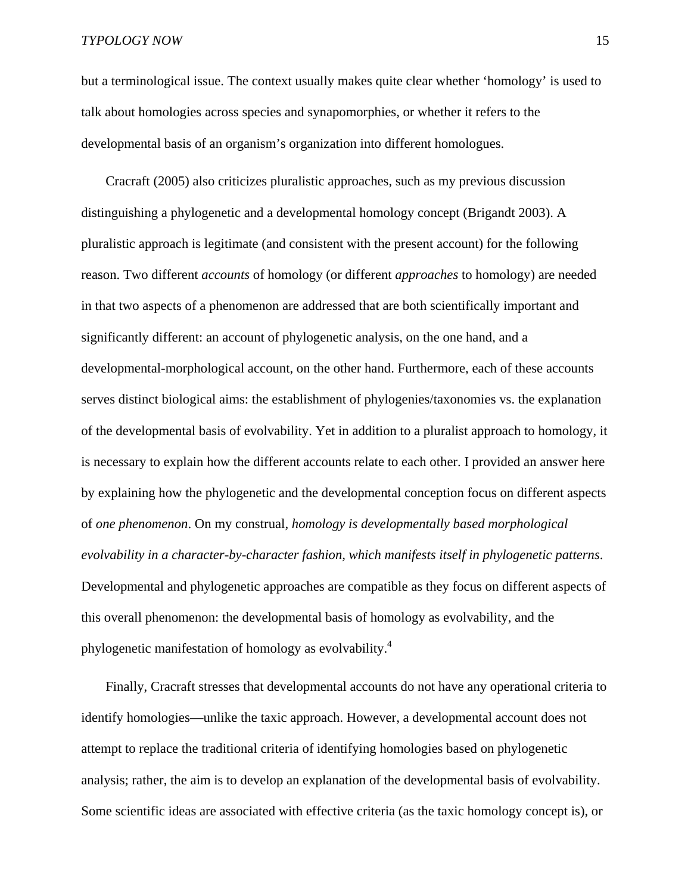but a terminological issue. The context usually makes quite clear whether ‘homology’ is used to talk about homologies across species and synapomorphies, or whether it refers to the developmental basis of an organism’s organization into different homologues.

Cracraft (2005) also criticizes pluralistic approaches, such as my previous discussion distinguishing a phylogenetic and a developmental homology concept (Brigandt 2003). A pluralistic approach is legitimate (and consistent with the present account) for the following reason. Two different *accounts* of homology (or different *approaches* to homology) are needed in that two aspects of a phenomenon are addressed that are both scientifically important and significantly different: an account of phylogenetic analysis, on the one hand, and a developmental-morphological account, on the other hand. Furthermore, each of these accounts serves distinct biological aims: the establishment of phylogenies/taxonomies vs. the explanation of the developmental basis of evolvability. Yet in addition to a pluralist approach to homology, it is necessary to explain how the different accounts relate to each other. I provided an answer here by explaining how the phylogenetic and the developmental conception focus on different aspects of *one phenomenon*. On my construal, *homology is developmentally based morphological evolvability in a character-by-character fashion, which manifests itself in phylogenetic patterns*. Developmental and phylogenetic approaches are compatible as they focus on different aspects of this overall phenomenon: the developmental basis of homology as evolvability, and the phylogenetic manifestation of homology as evolvability.[4]

Finally, Cracraft stresses that developmental accounts do not have any operational criteria to identify homologies—unlike the taxic approach. However, a developmental account does not attempt to replace the traditional criteria of identifying homologies based on phylogenetic analysis; rather, the aim is to develop an explanation of the developmental basis of evolvability. Some scientific ideas are associated with effective criteria (as the taxic homology concept is), or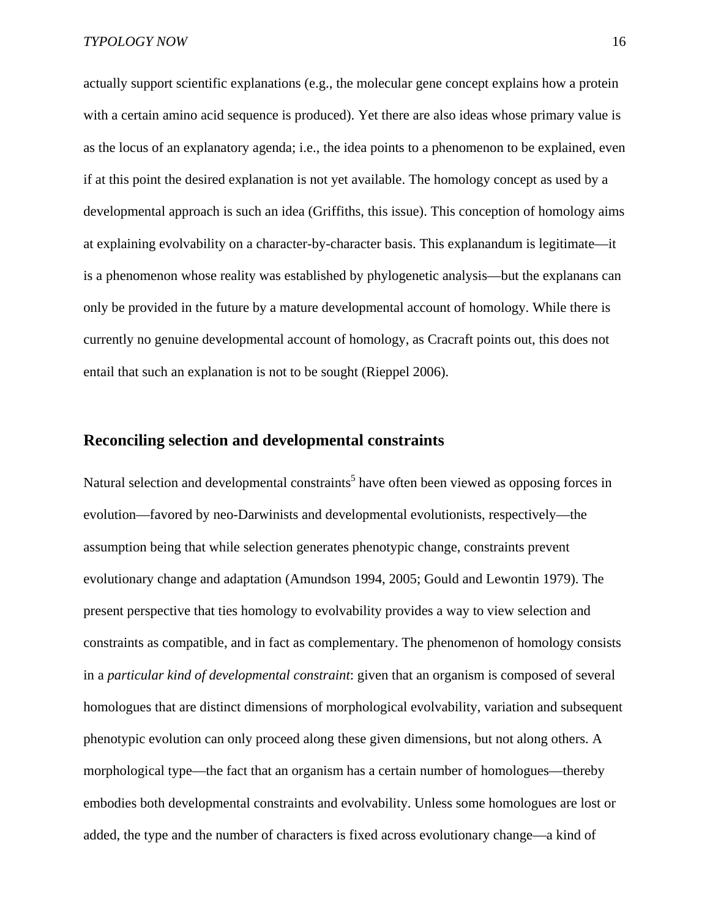actually support scientific explanations (e.g., the molecular gene concept explains how a protein with a certain amino acid sequence is produced). Yet there are also ideas whose primary value is as the locus of an explanatory agenda; i.e., the idea points to a phenomenon to be explained, even if at this point the desired explanation is not yet available. The homology concept as used by a developmental approach is such an idea (Griffiths, this issue). This conception of homology aims at explaining evolvability on a character-by-character basis. This explanandum is legitimate—it is a phenomenon whose reality was established by phylogenetic analysis—but the explanans can only be provided in the future by a mature developmental account of homology. While there is currently no genuine developmental account of homology, as Cracraft points out, this does not entail that such an explanation is not to be sought (Rieppel 2006).

## Reconciling selection and developmental constraints

Natural selection and developmental constraints[5] have often been viewed as opposing forces in evolution—favored by neo-Darwinists and developmental evolutionists, respectively—the assumption being that while selection generates phenotypic change, constraints prevent evolutionary change and adaptation (Amundson 1994, 2005; Gould and Lewontin 1979). The present perspective that ties homology to evolvability provides a way to view selection and constraints as compatible, and in fact as complementary. The phenomenon of homology consists in a *particular kind of developmental constraint*: given that an organism is composed of several homologues that are distinct dimensions of morphological evolvability, variation and subsequent phenotypic evolution can only proceed along these given dimensions, but not along others. A morphological type—the fact that an organism has a certain number of homologues—thereby embodies both developmental constraints and evolvability. Unless some homologues are lost or added, the type and the number of characters is fixed across evolutionary change—a kind of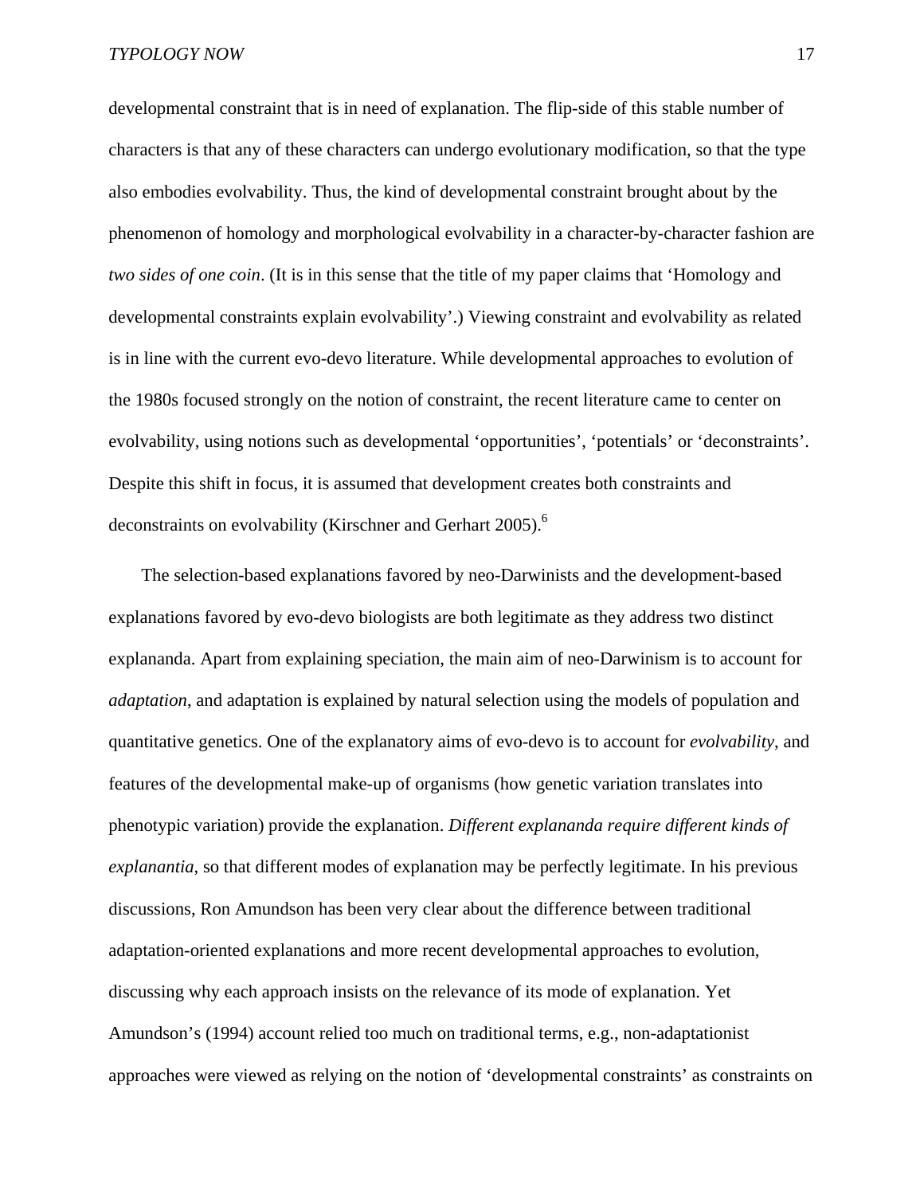developmental constraint that is in need of explanation. The flip-side of this stable number of characters is that any of these characters can undergo evolutionary modification, so that the type also embodies evolvability. Thus, the kind of developmental constraint brought about by the phenomenon of homology and morphological evolvability in a character-by-character fashion are *two sides of one coin*. (It is in this sense that the title of my paper claims that 'Homology and developmental constraints explain evolvability'.) Viewing constraint and evolvability as related is in line with the current evo-devo literature. While developmental approaches to evolution of the 1980s focused strongly on the notion of constraint, the recent literature came to center on evolvability, using notions such as developmental 'opportunities', 'potentials' or 'deconstraints'. Despite this shift in focus, it is assumed that development creates both constraints and deconstraints on evolvability (Kirschner and Gerhart 2005).[6]

The selection-based explanations favored by neo-Darwinists and the development-based explanations favored by evo-devo biologists are both legitimate as they address two distinct explananda. Apart from explaining speciation, the main aim of neo-Darwinism is to account for *adaptation*, and adaptation is explained by natural selection using the models of population and quantitative genetics. One of the explanatory aims of evo-devo is to account for *evolvability*, and features of the developmental make-up of organisms (how genetic variation translates into phenotypic variation) provide the explanation. *Different explananda require different kinds of explanantia*, so that different modes of explanation may be perfectly legitimate. In his previous discussions, Ron Amundson has been very clear about the difference between traditional adaptation-oriented explanations and more recent developmental approaches to evolution, discussing why each approach insists on the relevance of its mode of explanation. Yet Amundson's (1994) account relied too much on traditional terms, e.g., non-adaptationist approaches were viewed as relying on the notion of 'developmental constraints' as constraints on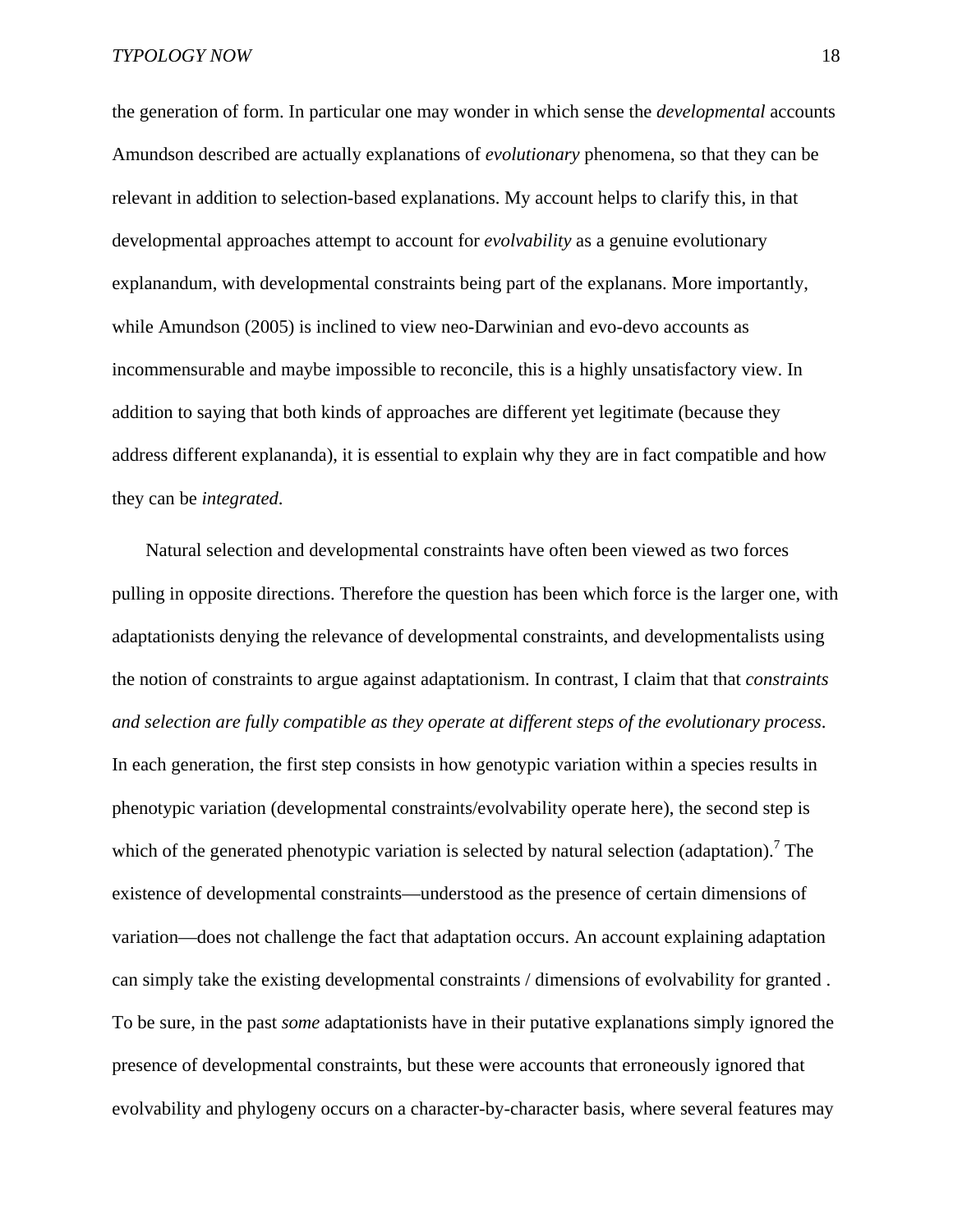the generation of form. In particular one may wonder in which sense the *developmental* accounts Amundson described are actually explanations of *evolutionary* phenomena, so that they can be relevant in addition to selection-based explanations. My account helps to clarify this, in that developmental approaches attempt to account for *evolvability* as a genuine evolutionary explanandum, with developmental constraints being part of the explanans. More importantly, while Amundson (2005) is inclined to view neo-Darwinian and evo-devo accounts as incommensurable and maybe impossible to reconcile, this is a highly unsatisfactory view. In addition to saying that both kinds of approaches are different yet legitimate (because they address different explananda), it is essential to explain why they are in fact compatible and how they can be *integrated*.

Natural selection and developmental constraints have often been viewed as two forces pulling in opposite directions. Therefore the question has been which force is the larger one, with adaptationists denying the relevance of developmental constraints, and developmentalists using the notion of constraints to argue against adaptationism. In contrast, I claim that that *constraints and selection are fully compatible as they operate at different steps of the evolutionary process*. In each generation, the first step consists in how genotypic variation within a species results in phenotypic variation (developmental constraints/evolvability operate here), the second step is which of the generated phenotypic variation is selected by natural selection (adaptation).[7] The existence of developmental constraints—understood as the presence of certain dimensions of variation—does not challenge the fact that adaptation occurs. An account explaining adaptation can simply take the existing developmental constraints / dimensions of evolvability for granted . To be sure, in the past *some* adaptationists have in their putative explanations simply ignored the presence of developmental constraints, but these were accounts that erroneously ignored that evolvability and phylogeny occurs on a character-by-character basis, where several features may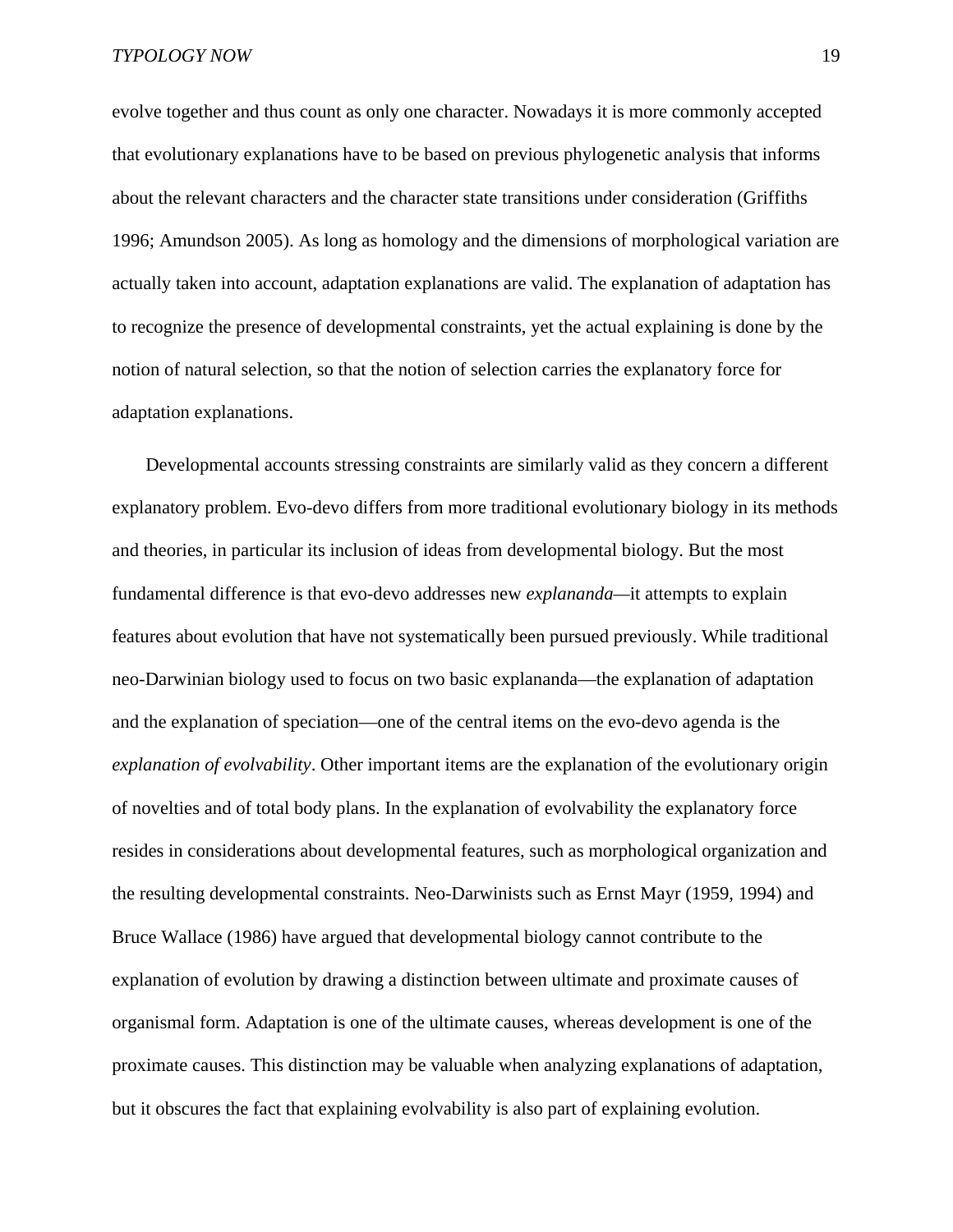evolve together and thus count as only one character. Nowadays it is more commonly accepted that evolutionary explanations have to be based on previous phylogenetic analysis that informs about the relevant characters and the character state transitions under consideration (Griffiths 1996; Amundson 2005). As long as homology and the dimensions of morphological variation are actually taken into account, adaptation explanations are valid. The explanation of adaptation has to recognize the presence of developmental constraints, yet the actual explaining is done by the notion of natural selection, so that the notion of selection carries the explanatory force for adaptation explanations.

Developmental accounts stressing constraints are similarly valid as they concern a different explanatory problem. Evo-devo differs from more traditional evolutionary biology in its methods and theories, in particular its inclusion of ideas from developmental biology. But the most fundamental difference is that evo-devo addresses new *explananda*—it attempts to explain features about evolution that have not systematically been pursued previously. While traditional neo-Darwinian biology used to focus on two basic explananda—the explanation of adaptation and the explanation of speciation—one of the central items on the evo-devo agenda is the *explanation of evolvability*. Other important items are the explanation of the evolutionary origin of novelties and of total body plans. In the explanation of evolvability the explanatory force resides in considerations about developmental features, such as morphological organization and the resulting developmental constraints. Neo-Darwinists such as Ernst Mayr (1959, 1994) and Bruce Wallace (1986) have argued that developmental biology cannot contribute to the explanation of evolution by drawing a distinction between ultimate and proximate causes of organismal form. Adaptation is one of the ultimate causes, whereas development is one of the proximate causes. This distinction may be valuable when analyzing explanations of adaptation, but it obscures the fact that explaining evolvability is also part of explaining evolution.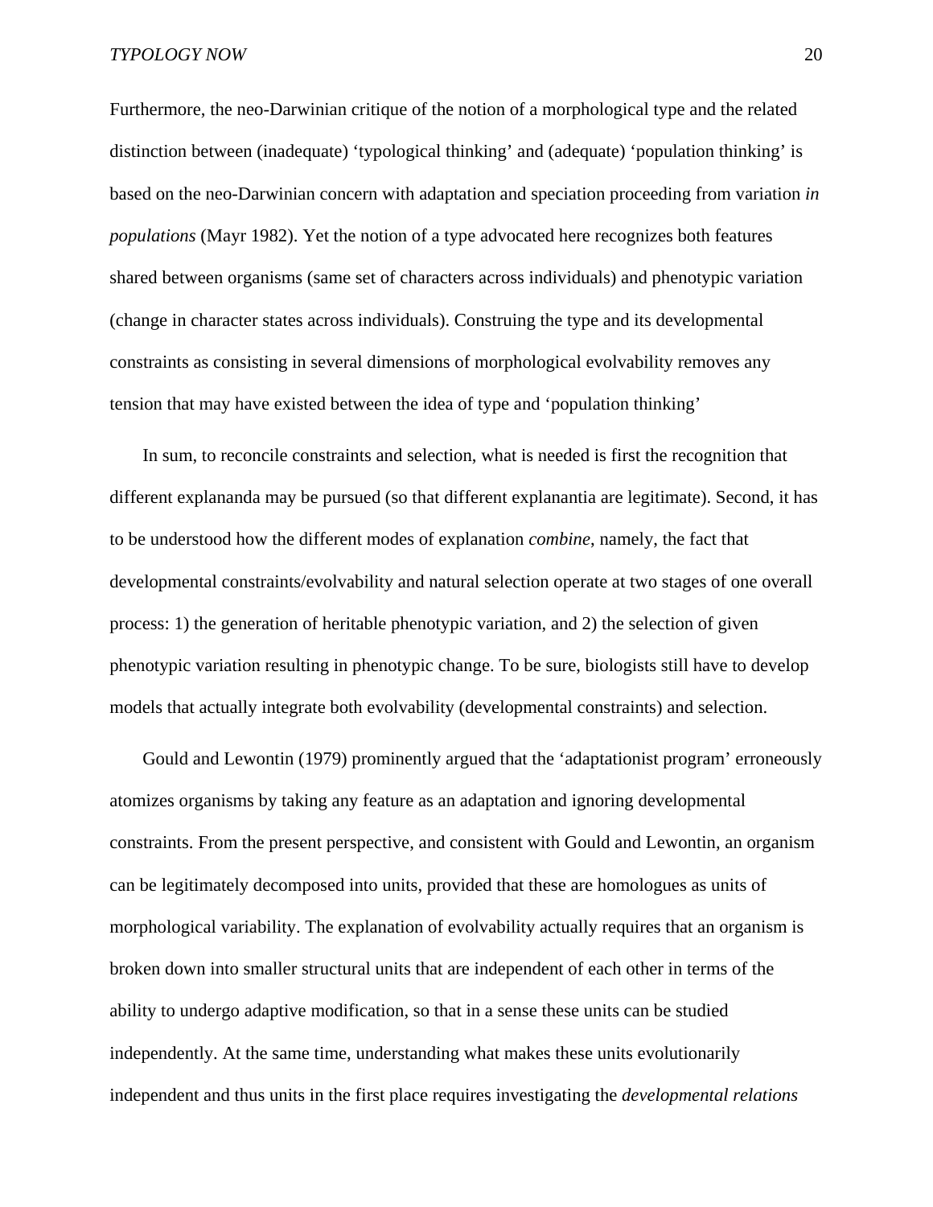Furthermore, the neo-Darwinian critique of the notion of a morphological type and the related distinction between (inadequate) 'typological thinking' and (adequate) 'population thinking' is based on the neo-Darwinian concern with adaptation and speciation proceeding from variation *in populations* (Mayr 1982). Yet the notion of a type advocated here recognizes both features shared between organisms (same set of characters across individuals) and phenotypic variation (change in character states across individuals). Construing the type and its developmental constraints as consisting in several dimensions of morphological evolvability removes any tension that may have existed between the idea of type and 'population thinking'

In sum, to reconcile constraints and selection, what is needed is first the recognition that different explananda may be pursued (so that different explanantia are legitimate). Second, it has to be understood how the different modes of explanation *combine*, namely, the fact that developmental constraints/evolvability and natural selection operate at two stages of one overall process: 1) the generation of heritable phenotypic variation, and 2) the selection of given phenotypic variation resulting in phenotypic change. To be sure, biologists still have to develop models that actually integrate both evolvability (developmental constraints) and selection.

Gould and Lewontin (1979) prominently argued that the 'adaptationist program' erroneously atomizes organisms by taking any feature as an adaptation and ignoring developmental constraints. From the present perspective, and consistent with Gould and Lewontin, an organism can be legitimately decomposed into units, provided that these are homologues as units of morphological variability. The explanation of evolvability actually requires that an organism is broken down into smaller structural units that are independent of each other in terms of the ability to undergo adaptive modification, so that in a sense these units can be studied independently. At the same time, understanding what makes these units evolutionarily independent and thus units in the first place requires investigating the *developmental relations*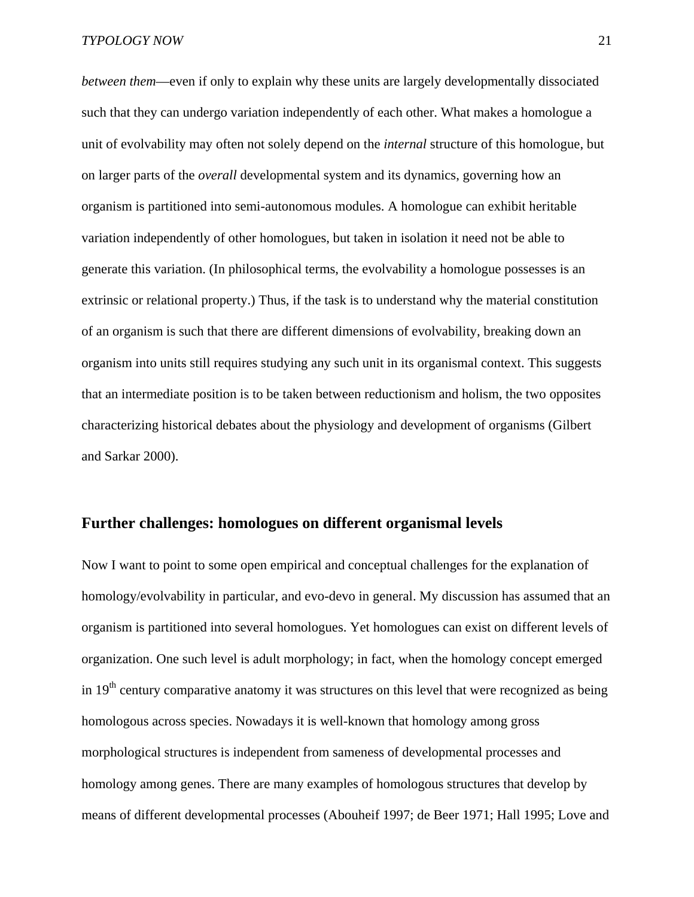*between them*—even if only to explain why these units are largely developmentally dissociated such that they can undergo variation independently of each other. What makes a homologue a unit of evolvability may often not solely depend on the *internal* structure of this homologue, but on larger parts of the *overall* developmental system and its dynamics, governing how an organism is partitioned into semi-autonomous modules. A homologue can exhibit heritable variation independently of other homologues, but taken in isolation it need not be able to generate this variation. (In philosophical terms, the evolvability a homologue possesses is an extrinsic or relational property.) Thus, if the task is to understand why the material constitution of an organism is such that there are different dimensions of evolvability, breaking down an organism into units still requires studying any such unit in its organismal context. This suggests that an intermediate position is to be taken between reductionism and holism, the two opposites characterizing historical debates about the physiology and development of organisms (Gilbert and Sarkar 2000).

## Further challenges: homologues on different organismal levels

Now I want to point to some open empirical and conceptual challenges for the explanation of homology/evolvability in particular, and evo-devo in general. My discussion has assumed that an organism is partitioned into several homologues. Yet homologues can exist on different levels of organization. One such level is adult morphology; in fact, when the homology concept emerged in 19th century comparative anatomy it was structures on this level that were recognized as being homologous across species. Nowadays it is well-known that homology among gross morphological structures is independent from sameness of developmental processes and homology among genes. There are many examples of homologous structures that develop by means of different developmental processes (Abouheif 1997; de Beer 1971; Hall 1995; Love and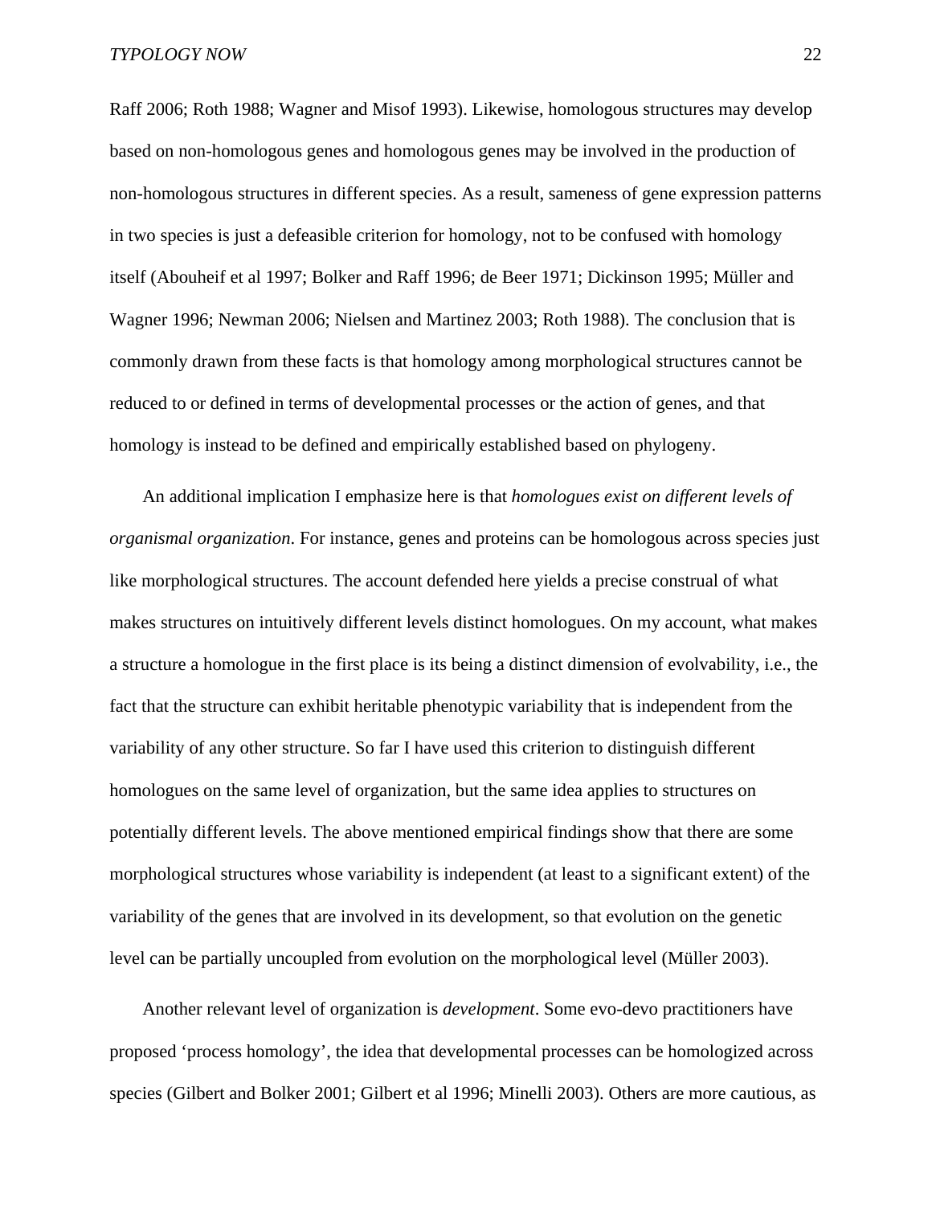Raff 2006; Roth 1988; Wagner and Misof 1993). Likewise, homologous structures may develop based on non-homologous genes and homologous genes may be involved in the production of non-homologous structures in different species. As a result, sameness of gene expression patterns in two species is just a defeasible criterion for homology, not to be confused with homology itself (Abouheif et al 1997; Bolker and Raff 1996; de Beer 1971; Dickinson 1995; Müller and Wagner 1996; Newman 2006; Nielsen and Martinez 2003; Roth 1988). The conclusion that is commonly drawn from these facts is that homology among morphological structures cannot be reduced to or defined in terms of developmental processes or the action of genes, and that homology is instead to be defined and empirically established based on phylogeny.

An additional implication I emphasize here is that *homologues exist on different levels of organismal organization*. For instance, genes and proteins can be homologous across species just like morphological structures. The account defended here yields a precise construal of what makes structures on intuitively different levels distinct homologues. On my account, what makes a structure a homologue in the first place is its being a distinct dimension of evolvability, i.e., the fact that the structure can exhibit heritable phenotypic variability that is independent from the variability of any other structure. So far I have used this criterion to distinguish different homologues on the same level of organization, but the same idea applies to structures on potentially different levels. The above mentioned empirical findings show that there are some morphological structures whose variability is independent (at least to a significant extent) of the variability of the genes that are involved in its development, so that evolution on the genetic level can be partially uncoupled from evolution on the morphological level (Müller 2003).

Another relevant level of organization is *development*. Some evo-devo practitioners have proposed 'process homology', the idea that developmental processes can be homologized across species (Gilbert and Bolker 2001; Gilbert et al 1996; Minelli 2003). Others are more cautious, as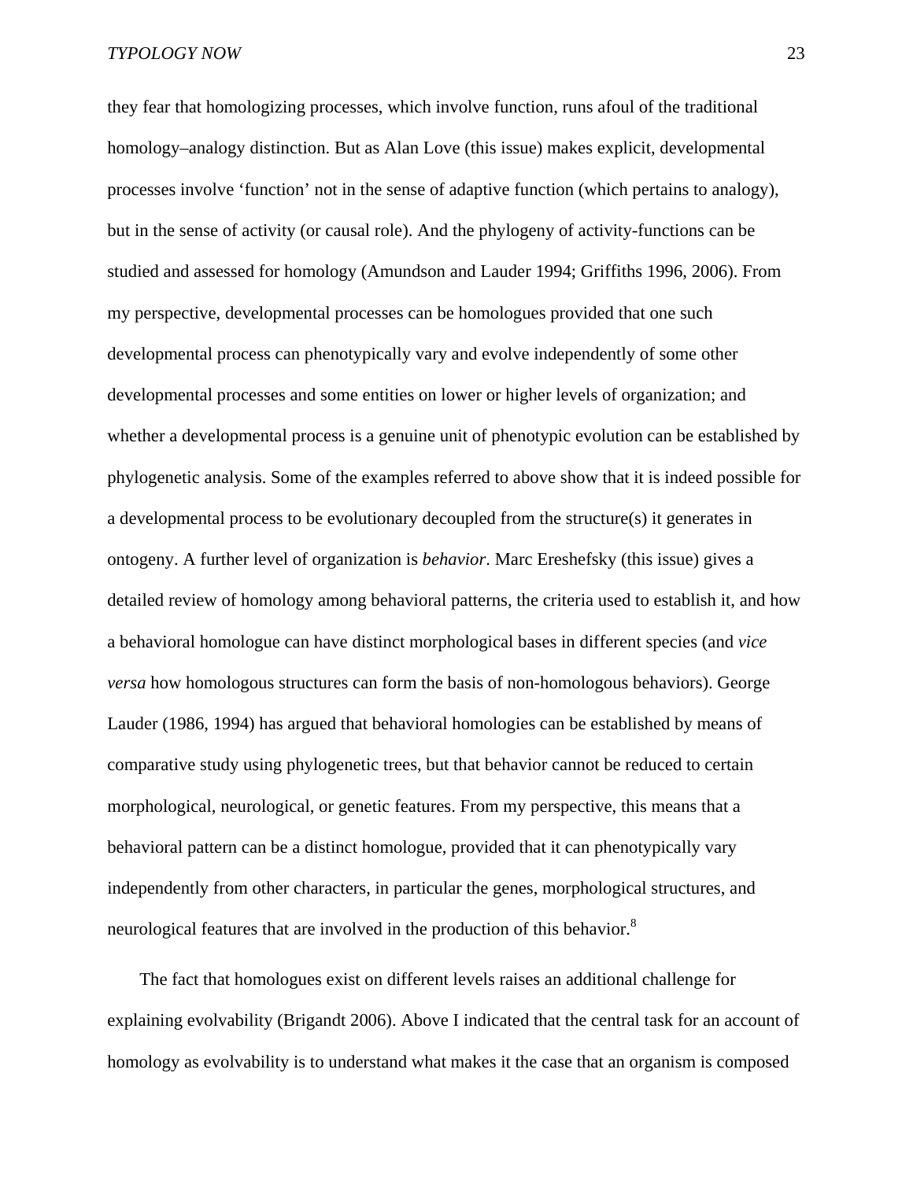they fear that homologizing processes, which involve function, runs afoul of the traditional homology–analogy distinction. But as Alan Love (this issue) makes explicit, developmental processes involve 'function' not in the sense of adaptive function (which pertains to analogy), but in the sense of activity (or causal role). And the phylogeny of activity-functions can be studied and assessed for homology (Amundson and Lauder 1994; Griffiths 1996, 2006). From my perspective, developmental processes can be homologues provided that one such developmental process can phenotypically vary and evolve independently of some other developmental processes and some entities on lower or higher levels of organization; and whether a developmental process is a genuine unit of phenotypic evolution can be established by phylogenetic analysis. Some of the examples referred to above show that it is indeed possible for a developmental process to be evolutionary decoupled from the structure(s) it generates in ontogeny. A further level of organization is *behavior*. Marc Ereshefsky (this issue) gives a detailed review of homology among behavioral patterns, the criteria used to establish it, and how a behavioral homologue can have distinct morphological bases in different species (and *vice versa* how homologous structures can form the basis of non-homologous behaviors). George Lauder (1986, 1994) has argued that behavioral homologies can be established by means of comparative study using phylogenetic trees, but that behavior cannot be reduced to certain morphological, neurological, or genetic features. From my perspective, this means that a behavioral pattern can be a distinct homologue, provided that it can phenotypically vary independently from other characters, in particular the genes, morphological structures, and neurological features that are involved in the production of this behavior.[8]

The fact that homologues exist on different levels raises an additional challenge for explaining evolvability (Brigandt 2006). Above I indicated that the central task for an account of homology as evolvability is to understand what makes it the case that an organism is composed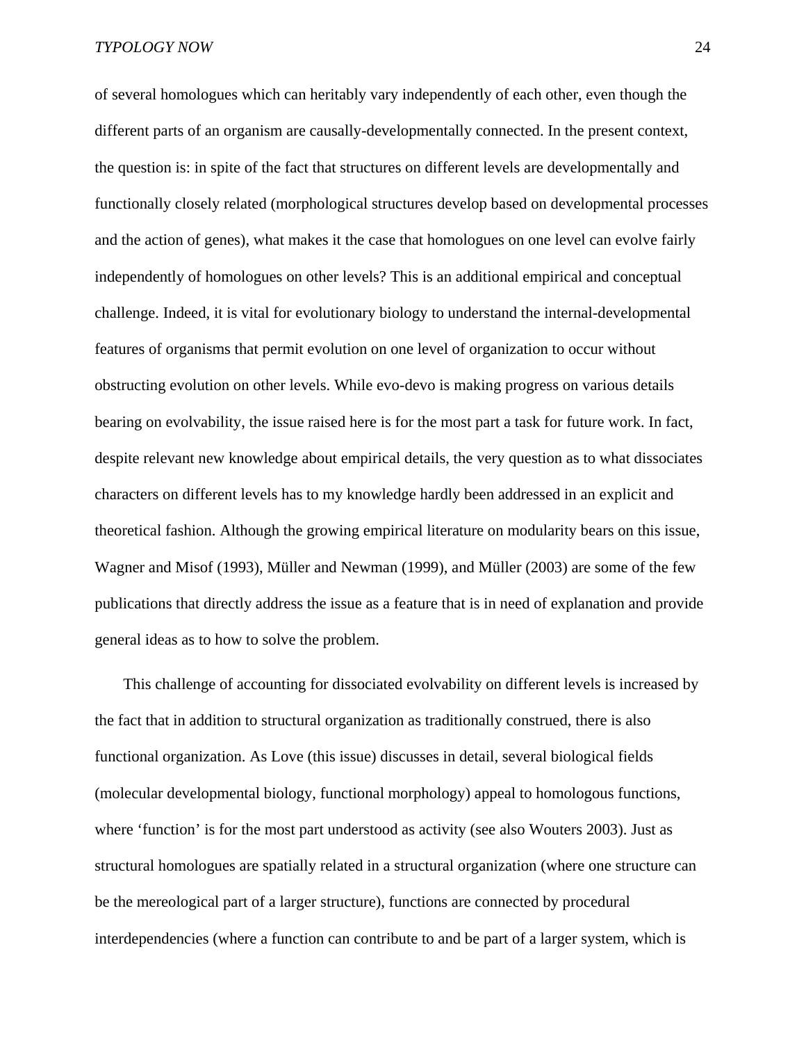of several homologues which can heritably vary independently of each other, even though the different parts of an organism are causally-developmentally connected. In the present context, the question is: in spite of the fact that structures on different levels are developmentally and functionally closely related (morphological structures develop based on developmental processes and the action of genes), what makes it the case that homologues on one level can evolve fairly independently of homologues on other levels? This is an additional empirical and conceptual challenge. Indeed, it is vital for evolutionary biology to understand the internal-developmental features of organisms that permit evolution on one level of organization to occur without obstructing evolution on other levels. While evo-devo is making progress on various details bearing on evolvability, the issue raised here is for the most part a task for future work. In fact, despite relevant new knowledge about empirical details, the very question as to what dissociates characters on different levels has to my knowledge hardly been addressed in an explicit and theoretical fashion. Although the growing empirical literature on modularity bears on this issue, Wagner and Misof (1993), Müller and Newman (1999), and Müller (2003) are some of the few publications that directly address the issue as a feature that is in need of explanation and provide general ideas as to how to solve the problem.

This challenge of accounting for dissociated evolvability on different levels is increased by the fact that in addition to structural organization as traditionally construed, there is also functional organization. As Love (this issue) discusses in detail, several biological fields (molecular developmental biology, functional morphology) appeal to homologous functions, where 'function' is for the most part understood as activity (see also Wouters 2003). Just as structural homologues are spatially related in a structural organization (where one structure can be the mereological part of a larger structure), functions are connected by procedural interdependencies (where a function can contribute to and be part of a larger system, which is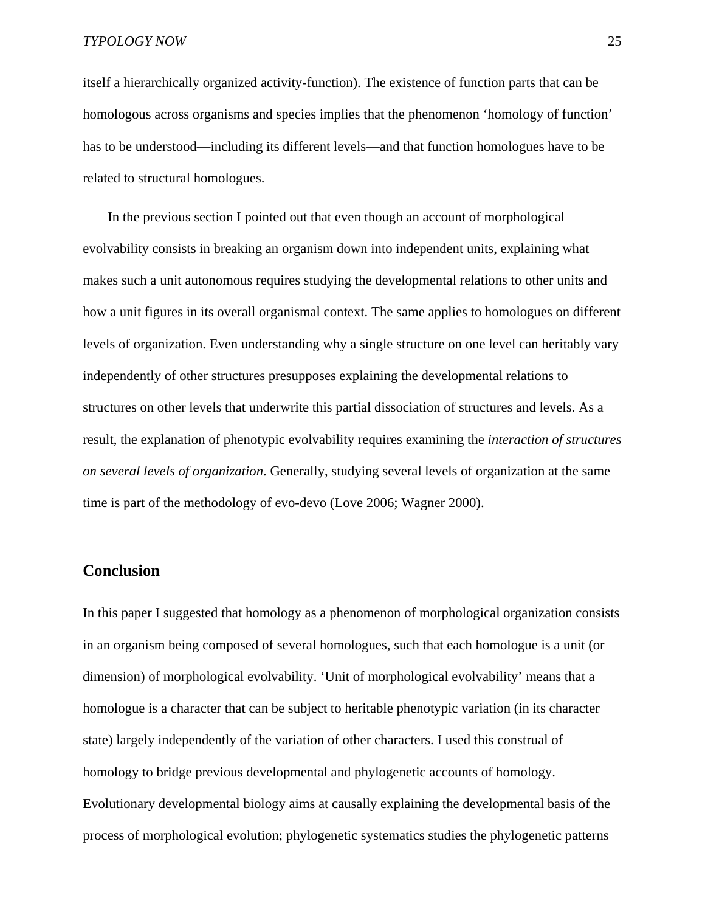itself a hierarchically organized activity-function). The existence of function parts that can be homologous across organisms and species implies that the phenomenon ‘homology of function’ has to be understood—including its different levels—and that function homologues have to be related to structural homologues.

In the previous section I pointed out that even though an account of morphological evolvability consists in breaking an organism down into independent units, explaining what makes such a unit autonomous requires studying the developmental relations to other units and how a unit figures in its overall organismal context. The same applies to homologues on different levels of organization. Even understanding why a single structure on one level can heritably vary independently of other structures presupposes explaining the developmental relations to structures on other levels that underwrite this partial dissociation of structures and levels. As a result, the explanation of phenotypic evolvability requires examining the *interaction of structures on several levels of organization*. Generally, studying several levels of organization at the same time is part of the methodology of evo-devo (Love 2006; Wagner 2000).

## Conclusion

In this paper I suggested that homology as a phenomenon of morphological organization consists in an organism being composed of several homologues, such that each homologue is a unit (or dimension) of morphological evolvability. ‘Unit of morphological evolvability’ means that a homologue is a character that can be subject to heritable phenotypic variation (in its character state) largely independently of the variation of other characters. I used this construal of homology to bridge previous developmental and phylogenetic accounts of homology. Evolutionary developmental biology aims at causally explaining the developmental basis of the process of morphological evolution; phylogenetic systematics studies the phylogenetic patterns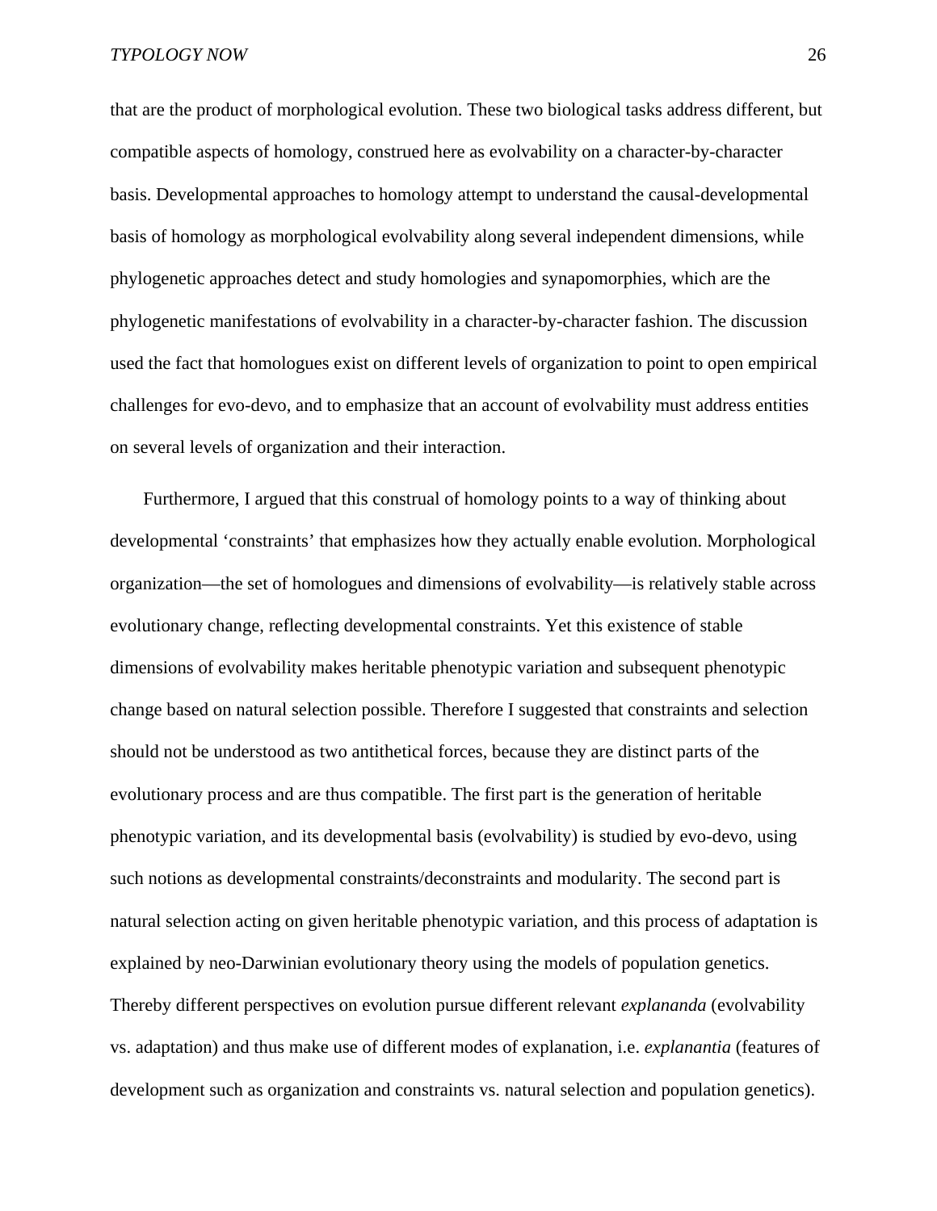that are the product of morphological evolution. These two biological tasks address different, but compatible aspects of homology, construed here as evolvability on a character-by-character basis. Developmental approaches to homology attempt to understand the causal-developmental basis of homology as morphological evolvability along several independent dimensions, while phylogenetic approaches detect and study homologies and synapomorphies, which are the phylogenetic manifestations of evolvability in a character-by-character fashion. The discussion used the fact that homologues exist on different levels of organization to point to open empirical challenges for evo-devo, and to emphasize that an account of evolvability must address entities on several levels of organization and their interaction.

Furthermore, I argued that this construal of homology points to a way of thinking about developmental 'constraints' that emphasizes how they actually enable evolution. Morphological organization—the set of homologues and dimensions of evolvability—is relatively stable across evolutionary change, reflecting developmental constraints. Yet this existence of stable dimensions of evolvability makes heritable phenotypic variation and subsequent phenotypic change based on natural selection possible. Therefore I suggested that constraints and selection should not be understood as two antithetical forces, because they are distinct parts of the evolutionary process and are thus compatible. The first part is the generation of heritable phenotypic variation, and its developmental basis (evolvability) is studied by evo-devo, using such notions as developmental constraints/deconstraints and modularity. The second part is natural selection acting on given heritable phenotypic variation, and this process of adaptation is explained by neo-Darwinian evolutionary theory using the models of population genetics. Thereby different perspectives on evolution pursue different relevant *explananda* (evolvability vs. adaptation) and thus make use of different modes of explanation, i.e. *explanantia* (features of development such as organization and constraints vs. natural selection and population genetics).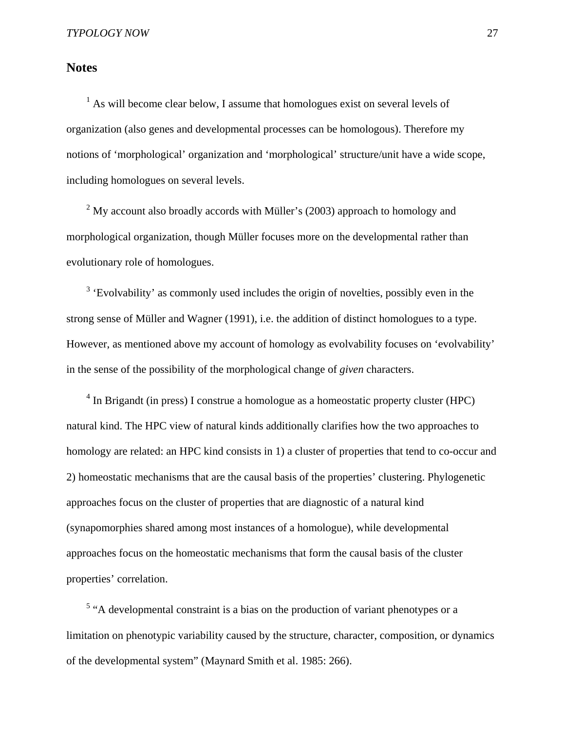## Notes

[1] As will become clear below, I assume that homologues exist on several levels of organization (also genes and developmental processes can be homologous). Therefore my notions of 'morphological' organization and 'morphological' structure/unit have a wide scope, including homologues on several levels.

[2] My account also broadly accords with Müller's (2003) approach to homology and morphological organization, though Müller focuses more on the developmental rather than evolutionary role of homologues.

[3] 'Evolvability' as commonly used includes the origin of novelties, possibly even in the strong sense of Müller and Wagner (1991), i.e. the addition of distinct homologues to a type. However, as mentioned above my account of homology as evolvability focuses on 'evolvability' in the sense of the possibility of the morphological change of *given* characters.

[4] In Brigandt (in press) I construe a homologue as a homeostatic property cluster (HPC) natural kind. The HPC view of natural kinds additionally clarifies how the two approaches to homology are related: an HPC kind consists in 1) a cluster of properties that tend to co-occur and 2) homeostatic mechanisms that are the causal basis of the properties' clustering. Phylogenetic approaches focus on the cluster of properties that are diagnostic of a natural kind (synapomorphies shared among most instances of a homologue), while developmental approaches focus on the homeostatic mechanisms that form the causal basis of the cluster properties' correlation.

[5] "A developmental constraint is a bias on the production of variant phenotypes or a limitation on phenotypic variability caused by the structure, character, composition, or dynamics of the developmental system" (Maynard Smith et al. 1985: 266).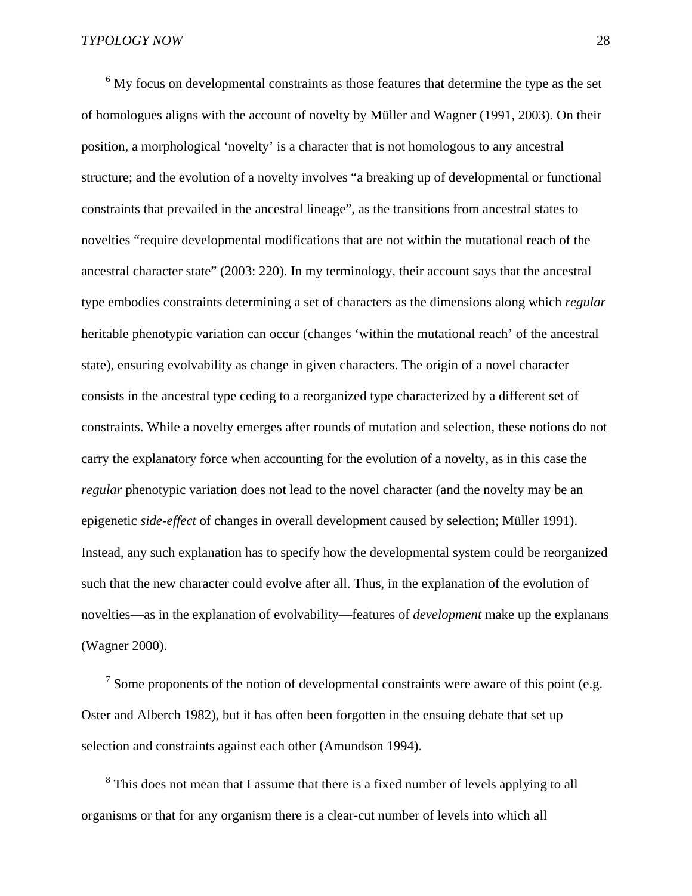[6] My focus on developmental constraints as those features that determine the type as the set of homologues aligns with the account of novelty by Müller and Wagner (1991, 2003). On their position, a morphological 'novelty' is a character that is not homologous to any ancestral structure; and the evolution of a novelty involves "a breaking up of developmental or functional constraints that prevailed in the ancestral lineage", as the transitions from ancestral states to novelties "require developmental modifications that are not within the mutational reach of the ancestral character state" (2003: 220). In my terminology, their account says that the ancestral type embodies constraints determining a set of characters as the dimensions along which *regular* heritable phenotypic variation can occur (changes 'within the mutational reach' of the ancestral state), ensuring evolvability as change in given characters. The origin of a novel character consists in the ancestral type ceding to a reorganized type characterized by a different set of constraints. While a novelty emerges after rounds of mutation and selection, these notions do not carry the explanatory force when accounting for the evolution of a novelty, as in this case the *regular* phenotypic variation does not lead to the novel character (and the novelty may be an epigenetic *side-effect* of changes in overall development caused by selection; Müller 1991). Instead, any such explanation has to specify how the developmental system could be reorganized such that the new character could evolve after all. Thus, in the explanation of the evolution of novelties—as in the explanation of evolvability—features of *development* make up the explanans (Wagner 2000).

[7] Some proponents of the notion of developmental constraints were aware of this point (e.g. Oster and Alberch 1982), but it has often been forgotten in the ensuing debate that set up selection and constraints against each other (Amundson 1994).

[8] This does not mean that I assume that there is a fixed number of levels applying to all organisms or that for any organism there is a clear-cut number of levels into which all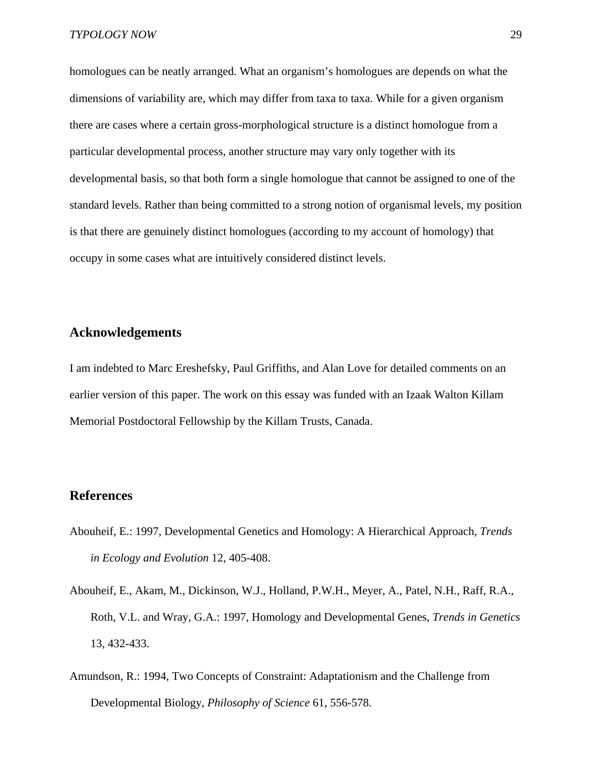homologues can be neatly arranged. What an organism's homologues are depends on what the dimensions of variability are, which may differ from taxa to taxa. While for a given organism there are cases where a certain gross-morphological structure is a distinct homologue from a particular developmental process, another structure may vary only together with its developmental basis, so that both form a single homologue that cannot be assigned to one of the standard levels. Rather than being committed to a strong notion of organismal levels, my position is that there are genuinely distinct homologues (according to my account of homology) that occupy in some cases what are intuitively considered distinct levels.

## Acknowledgements

I am indebted to Marc Ereshefsky, Paul Griffiths, and Alan Love for detailed comments on an earlier version of this paper. The work on this essay was funded with an Izaak Walton Killam Memorial Postdoctoral Fellowship by the Killam Trusts, Canada.

## References

Abouheif, E.: 1997, Developmental Genetics and Homology: A Hierarchical Approach, *Trends in Ecology and Evolution* 12, 405-408.

Abouheif, E., Akam, M., Dickinson, W.J., Holland, P.W.H., Meyer, A., Patel, N.H., Raff, R.A., Roth, V.L. and Wray, G.A.: 1997, Homology and Developmental Genes, *Trends in Genetics* 13, 432-433.

Amundson, R.: 1994, Two Concepts of Constraint: Adaptationism and the Challenge from Developmental Biology, *Philosophy of Science* 61, 556-578.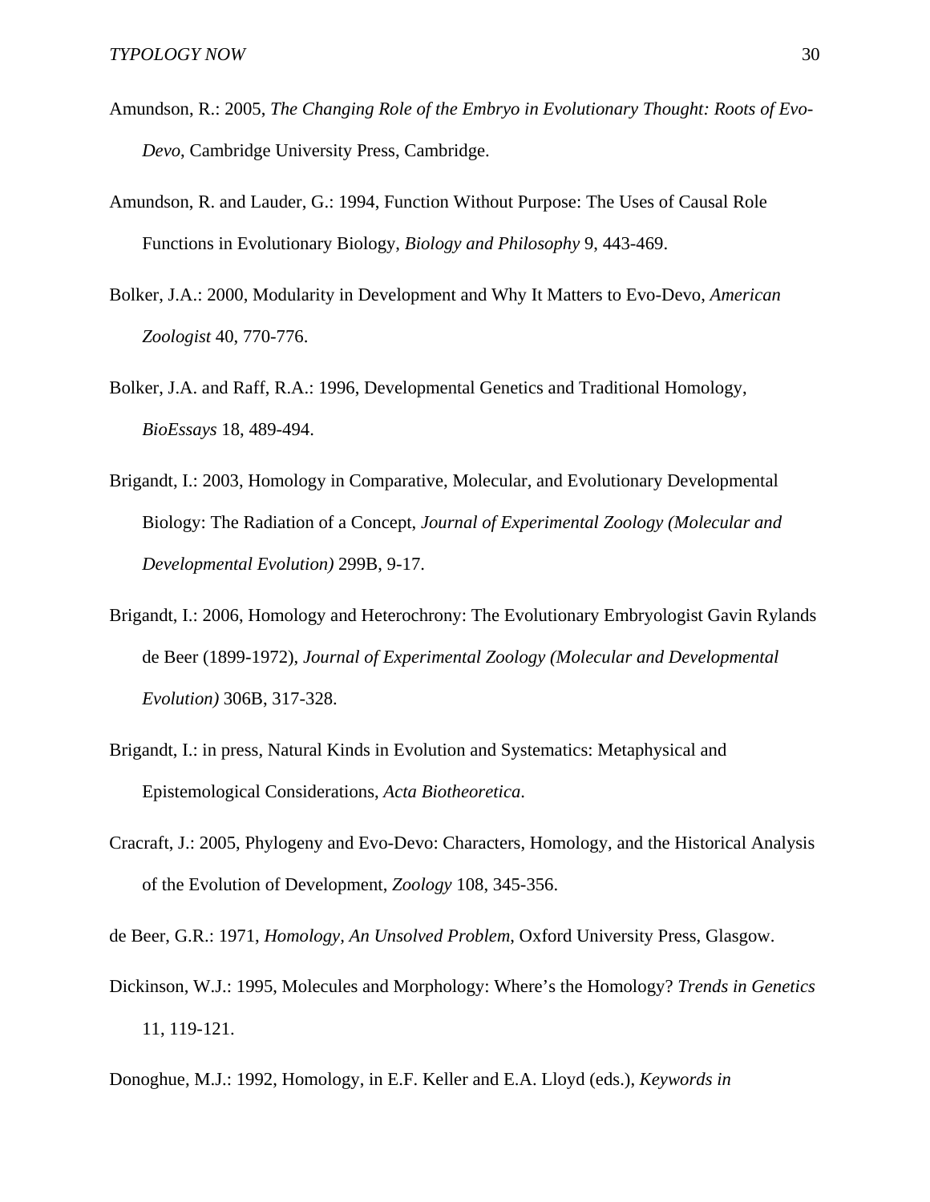Amundson, R.: 2005, *The Changing Role of the Embryo in Evolutionary Thought: Roots of Evo-Devo*, Cambridge University Press, Cambridge.

Amundson, R. and Lauder, G.: 1994, Function Without Purpose: The Uses of Causal Role Functions in Evolutionary Biology, *Biology and Philosophy* 9, 443-469.

Bolker, J.A.: 2000, Modularity in Development and Why It Matters to Evo-Devo, *American Zoologist* 40, 770-776.

Bolker, J.A. and Raff, R.A.: 1996, Developmental Genetics and Traditional Homology, *BioEssays* 18, 489-494.

Brigandt, I.: 2003, Homology in Comparative, Molecular, and Evolutionary Developmental Biology: The Radiation of a Concept, *Journal of Experimental Zoology (Molecular and Developmental Evolution)* 299B, 9-17.

Brigandt, I.: 2006, Homology and Heterochrony: The Evolutionary Embryologist Gavin Rylands de Beer (1899-1972), *Journal of Experimental Zoology (Molecular and Developmental Evolution)* 306B, 317-328.

Brigandt, I.: in press, Natural Kinds in Evolution and Systematics: Metaphysical and Epistemological Considerations, *Acta Biotheoretica*.

Cracraft, J.: 2005, Phylogeny and Evo-Devo: Characters, Homology, and the Historical Analysis of the Evolution of Development, *Zoology* 108, 345-356.

de Beer, G.R.: 1971, *Homology, An Unsolved Problem*, Oxford University Press, Glasgow.

Dickinson, W.J.: 1995, Molecules and Morphology: Where's the Homology? *Trends in Genetics* 11, 119-121.

Donoghue, M.J.: 1992, Homology, in E.F. Keller and E.A. Lloyd (eds.), *Keywords in*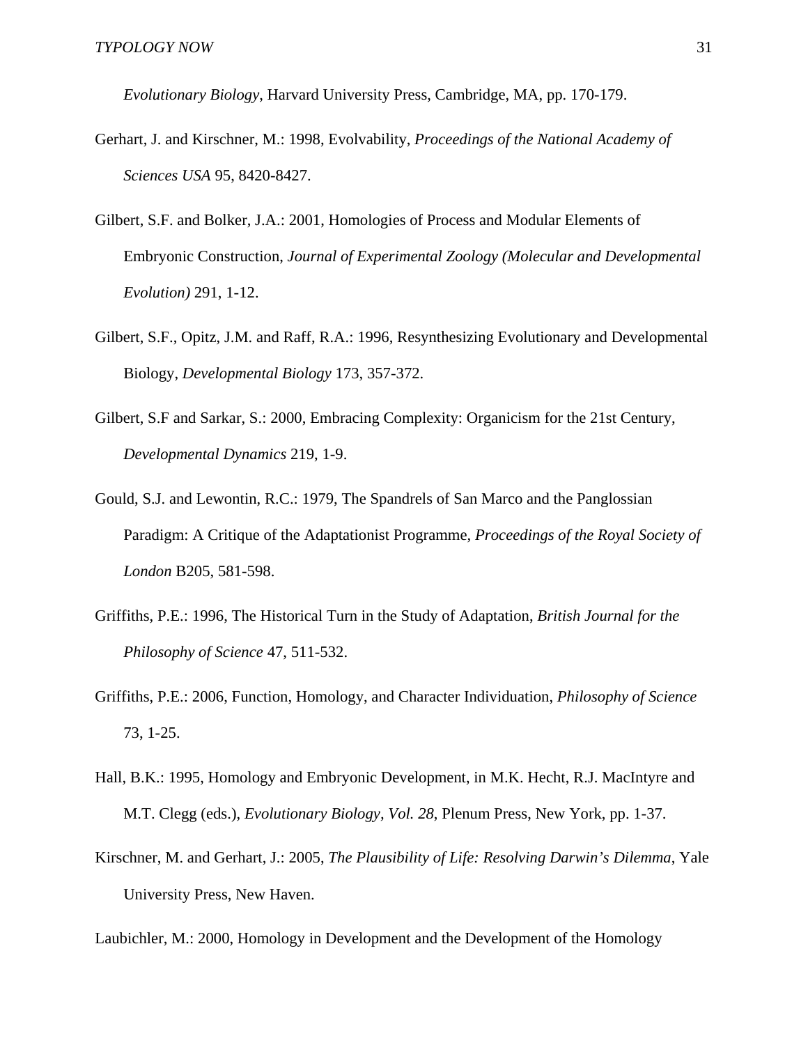*Evolutionary Biology*, Harvard University Press, Cambridge, MA, pp. 170-179.

Gerhart, J. and Kirschner, M.: 1998, Evolvability, *Proceedings of the National Academy of Sciences USA* 95, 8420-8427.

Gilbert, S.F. and Bolker, J.A.: 2001, Homologies of Process and Modular Elements of Embryonic Construction, *Journal of Experimental Zoology (Molecular and Developmental Evolution)* 291, 1-12.

Gilbert, S.F., Opitz, J.M. and Raff, R.A.: 1996, Resynthesizing Evolutionary and Developmental Biology, *Developmental Biology* 173, 357-372.

Gilbert, S.F and Sarkar, S.: 2000, Embracing Complexity: Organicism for the 21st Century, *Developmental Dynamics* 219, 1-9.

Gould, S.J. and Lewontin, R.C.: 1979, The Spandrels of San Marco and the Panglossian Paradigm: A Critique of the Adaptationist Programme, *Proceedings of the Royal Society of London* B205, 581-598.

Griffiths, P.E.: 1996, The Historical Turn in the Study of Adaptation, *British Journal for the Philosophy of Science* 47, 511-532.

Griffiths, P.E.: 2006, Function, Homology, and Character Individuation, *Philosophy of Science* 73, 1-25.

Hall, B.K.: 1995, Homology and Embryonic Development, in M.K. Hecht, R.J. MacIntyre and M.T. Clegg (eds.), *Evolutionary Biology, Vol. 28*, Plenum Press, New York, pp. 1-37.

Kirschner, M. and Gerhart, J.: 2005, *The Plausibility of Life: Resolving Darwin's Dilemma*, Yale University Press, New Haven.

Laubichler, M.: 2000, Homology in Development and the Development of the Homology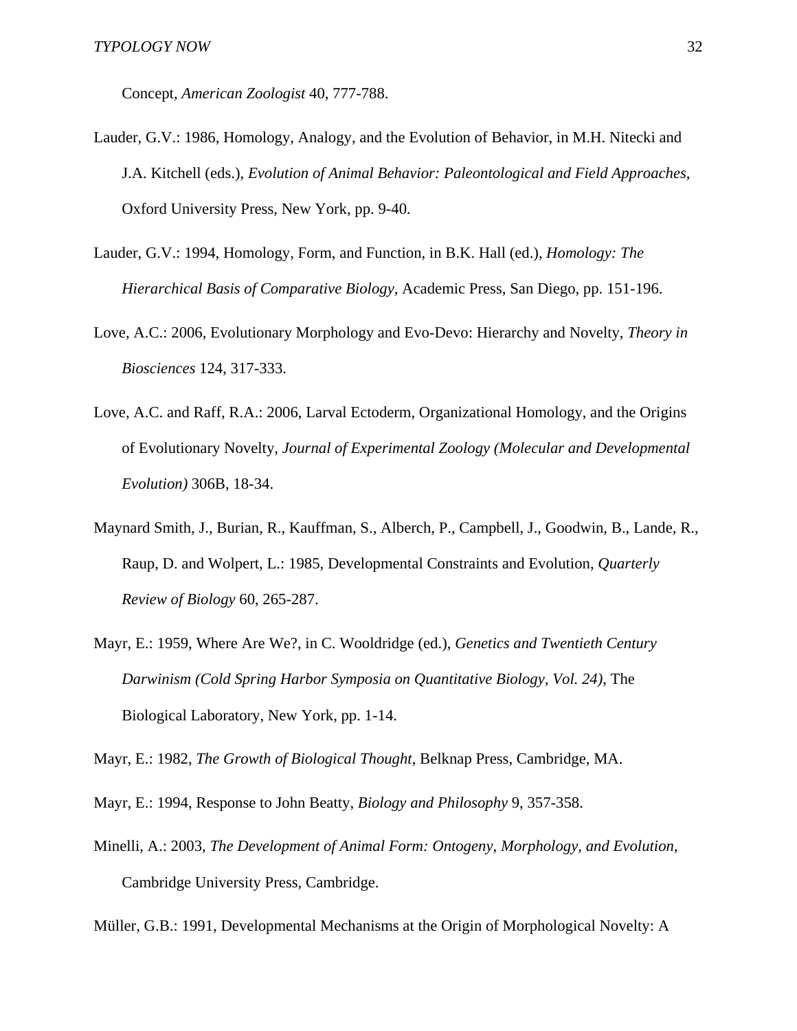Concept, *American Zoologist* 40, 777-788.

Lauder, G.V.: 1986, Homology, Analogy, and the Evolution of Behavior, in M.H. Nitecki and J.A. Kitchell (eds.), *Evolution of Animal Behavior: Paleontological and Field Approaches*, Oxford University Press, New York, pp. 9-40.

Lauder, G.V.: 1994, Homology, Form, and Function, in B.K. Hall (ed.), *Homology: The Hierarchical Basis of Comparative Biology*, Academic Press, San Diego, pp. 151-196.

Love, A.C.: 2006, Evolutionary Morphology and Evo-Devo: Hierarchy and Novelty, *Theory in Biosciences* 124, 317-333.

Love, A.C. and Raff, R.A.: 2006, Larval Ectoderm, Organizational Homology, and the Origins of Evolutionary Novelty, *Journal of Experimental Zoology (Molecular and Developmental Evolution)* 306B, 18-34.

Maynard Smith, J., Burian, R., Kauffman, S., Alberch, P., Campbell, J., Goodwin, B., Lande, R., Raup, D. and Wolpert, L.: 1985, Developmental Constraints and Evolution, *Quarterly Review of Biology* 60, 265-287.

Mayr, E.: 1959, Where Are We?, in C. Wooldridge (ed.), *Genetics and Twentieth Century Darwinism (Cold Spring Harbor Symposia on Quantitative Biology, Vol. 24)*, The Biological Laboratory, New York, pp. 1-14.

Mayr, E.: 1982, *The Growth of Biological Thought*, Belknap Press, Cambridge, MA.

Mayr, E.: 1994, Response to John Beatty, *Biology and Philosophy* 9, 357-358.

Minelli, A.: 2003, *The Development of Animal Form: Ontogeny, Morphology, and Evolution*, Cambridge University Press, Cambridge.

Müller, G.B.: 1991, Developmental Mechanisms at the Origin of Morphological Novelty: A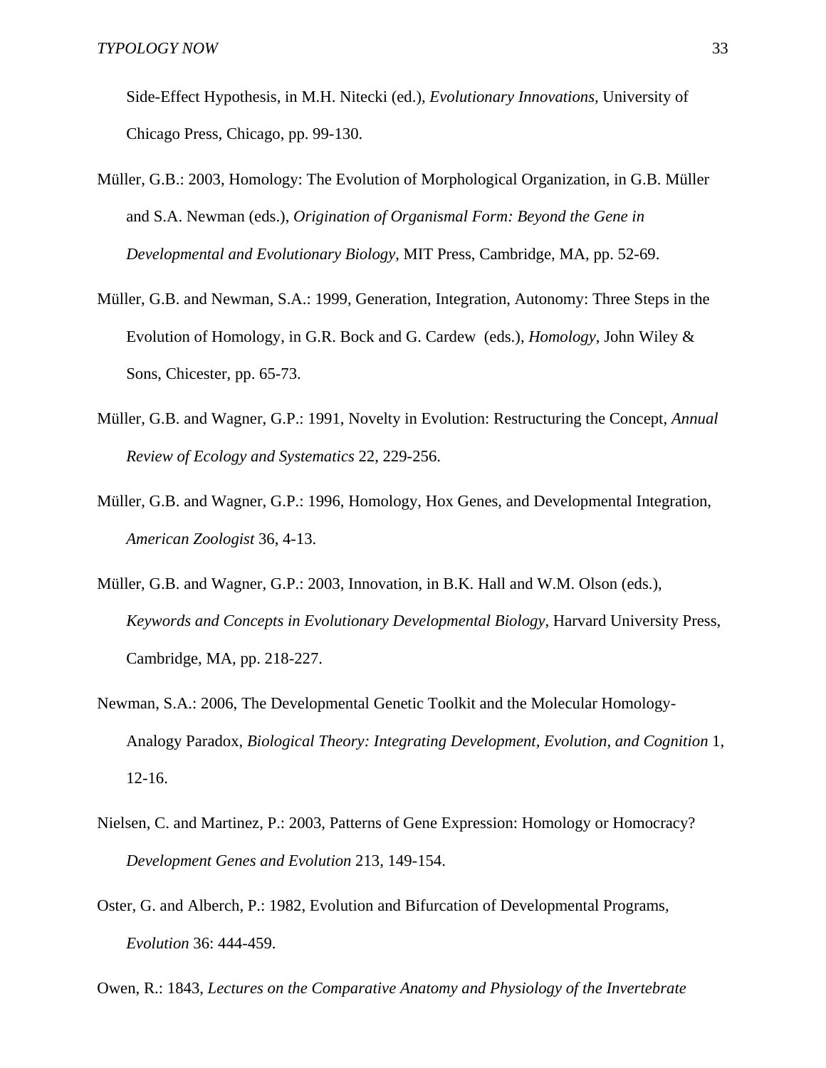Side-Effect Hypothesis, in M.H. Nitecki (ed.), *Evolutionary Innovations*, University of Chicago Press, Chicago, pp. 99-130.

Müller, G.B.: 2003, Homology: The Evolution of Morphological Organization, in G.B. Müller and S.A. Newman (eds.), *Origination of Organismal Form: Beyond the Gene in Developmental and Evolutionary Biology*, MIT Press, Cambridge, MA, pp. 52-69.

Müller, G.B. and Newman, S.A.: 1999, Generation, Integration, Autonomy: Three Steps in the Evolution of Homology, in G.R. Bock and G. Cardew (eds.), *Homology*, John Wiley & Sons, Chicester, pp. 65-73.

Müller, G.B. and Wagner, G.P.: 1991, Novelty in Evolution: Restructuring the Concept, *Annual Review of Ecology and Systematics* 22, 229-256.

Müller, G.B. and Wagner, G.P.: 1996, Homology, Hox Genes, and Developmental Integration, *American Zoologist* 36, 4-13.

Müller, G.B. and Wagner, G.P.: 2003, Innovation, in B.K. Hall and W.M. Olson (eds.), *Keywords and Concepts in Evolutionary Developmental Biology*, Harvard University Press, Cambridge, MA, pp. 218-227.

Newman, S.A.: 2006, The Developmental Genetic Toolkit and the Molecular Homology-Analogy Paradox, *Biological Theory: Integrating Development, Evolution, and Cognition* 1, 12-16.

Nielsen, C. and Martinez, P.: 2003, Patterns of Gene Expression: Homology or Homocracy? *Development Genes and Evolution* 213, 149-154.

Oster, G. and Alberch, P.: 1982, Evolution and Bifurcation of Developmental Programs, *Evolution* 36: 444-459.

Owen, R.: 1843, *Lectures on the Comparative Anatomy and Physiology of the Invertebrate*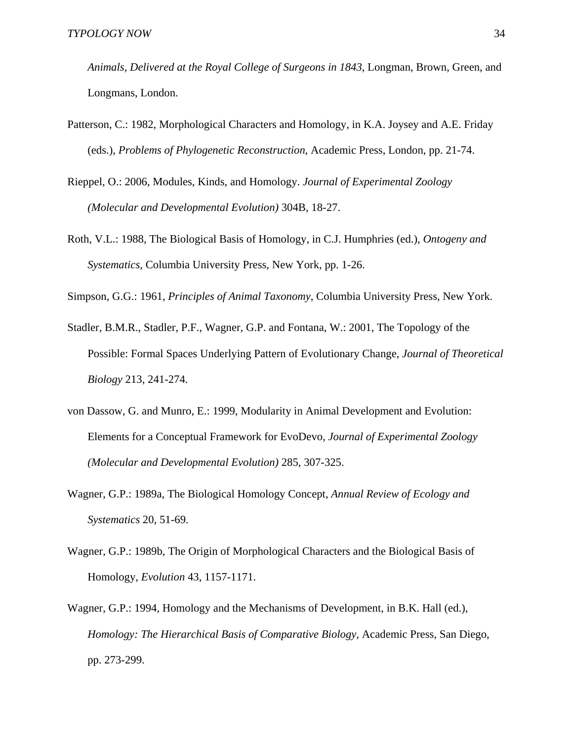*Animals, Delivered at the Royal College of Surgeons in 1843*, Longman, Brown, Green, and Longmans, London.

Patterson, C.: 1982, Morphological Characters and Homology, in K.A. Joysey and A.E. Friday (eds.), *Problems of Phylogenetic Reconstruction*, Academic Press, London, pp. 21-74.

Rieppel, O.: 2006, Modules, Kinds, and Homology. *Journal of Experimental Zoology (Molecular and Developmental Evolution)* 304B, 18-27.

Roth, V.L.: 1988, The Biological Basis of Homology, in C.J. Humphries (ed.), *Ontogeny and Systematics*, Columbia University Press, New York, pp. 1-26.

Simpson, G.G.: 1961, *Principles of Animal Taxonomy*, Columbia University Press, New York.

Stadler, B.M.R., Stadler, P.F., Wagner, G.P. and Fontana, W.: 2001, The Topology of the Possible: Formal Spaces Underlying Pattern of Evolutionary Change, *Journal of Theoretical Biology* 213, 241-274.

von Dassow, G. and Munro, E.: 1999, Modularity in Animal Development and Evolution: Elements for a Conceptual Framework for EvoDevo, *Journal of Experimental Zoology (Molecular and Developmental Evolution)* 285, 307-325.

Wagner, G.P.: 1989a, The Biological Homology Concept, *Annual Review of Ecology and Systematics* 20, 51-69.

Wagner, G.P.: 1989b, The Origin of Morphological Characters and the Biological Basis of Homology, *Evolution* 43, 1157-1171.

Wagner, G.P.: 1994, Homology and the Mechanisms of Development, in B.K. Hall (ed.), *Homology: The Hierarchical Basis of Comparative Biology*, Academic Press, San Diego, pp. 273-299.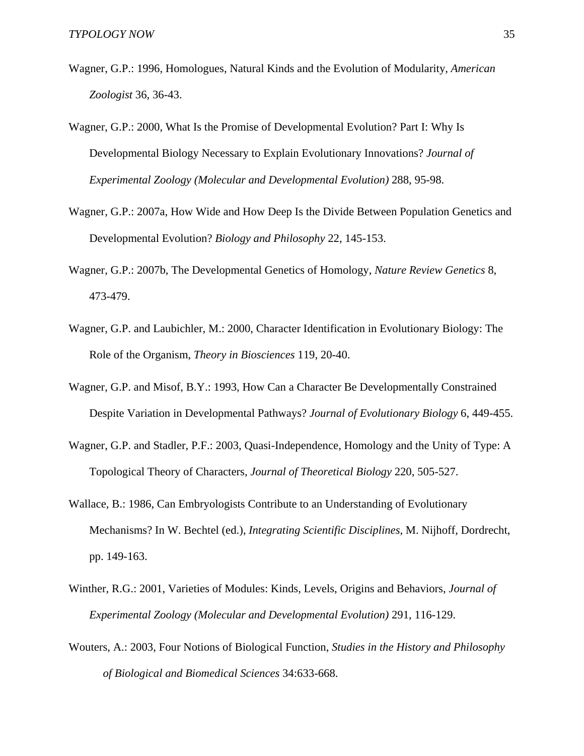Wagner, G.P.: 1996, Homologues, Natural Kinds and the Evolution of Modularity, *American Zoologist* 36, 36-43.

Wagner, G.P.: 2000, What Is the Promise of Developmental Evolution? Part I: Why Is Developmental Biology Necessary to Explain Evolutionary Innovations? *Journal of Experimental Zoology (Molecular and Developmental Evolution)* 288, 95-98.

Wagner, G.P.: 2007a, How Wide and How Deep Is the Divide Between Population Genetics and Developmental Evolution? *Biology and Philosophy* 22, 145-153.

Wagner, G.P.: 2007b, The Developmental Genetics of Homology, *Nature Review Genetics* 8, 473-479.

Wagner, G.P. and Laubichler, M.: 2000, Character Identification in Evolutionary Biology: The Role of the Organism, *Theory in Biosciences* 119, 20-40.

Wagner, G.P. and Misof, B.Y.: 1993, How Can a Character Be Developmentally Constrained Despite Variation in Developmental Pathways? *Journal of Evolutionary Biology* 6, 449-455.

Wagner, G.P. and Stadler, P.F.: 2003, Quasi-Independence, Homology and the Unity of Type: A Topological Theory of Characters, *Journal of Theoretical Biology* 220, 505-527.

Wallace, B.: 1986, Can Embryologists Contribute to an Understanding of Evolutionary Mechanisms? In W. Bechtel (ed.), *Integrating Scientific Disciplines*, M. Nijhoff, Dordrecht, pp. 149-163.

Winther, R.G.: 2001, Varieties of Modules: Kinds, Levels, Origins and Behaviors, *Journal of Experimental Zoology (Molecular and Developmental Evolution)* 291, 116-129.

Wouters, A.: 2003, Four Notions of Biological Function, *Studies in the History and Philosophy of Biological and Biomedical Sciences* 34:633-668.